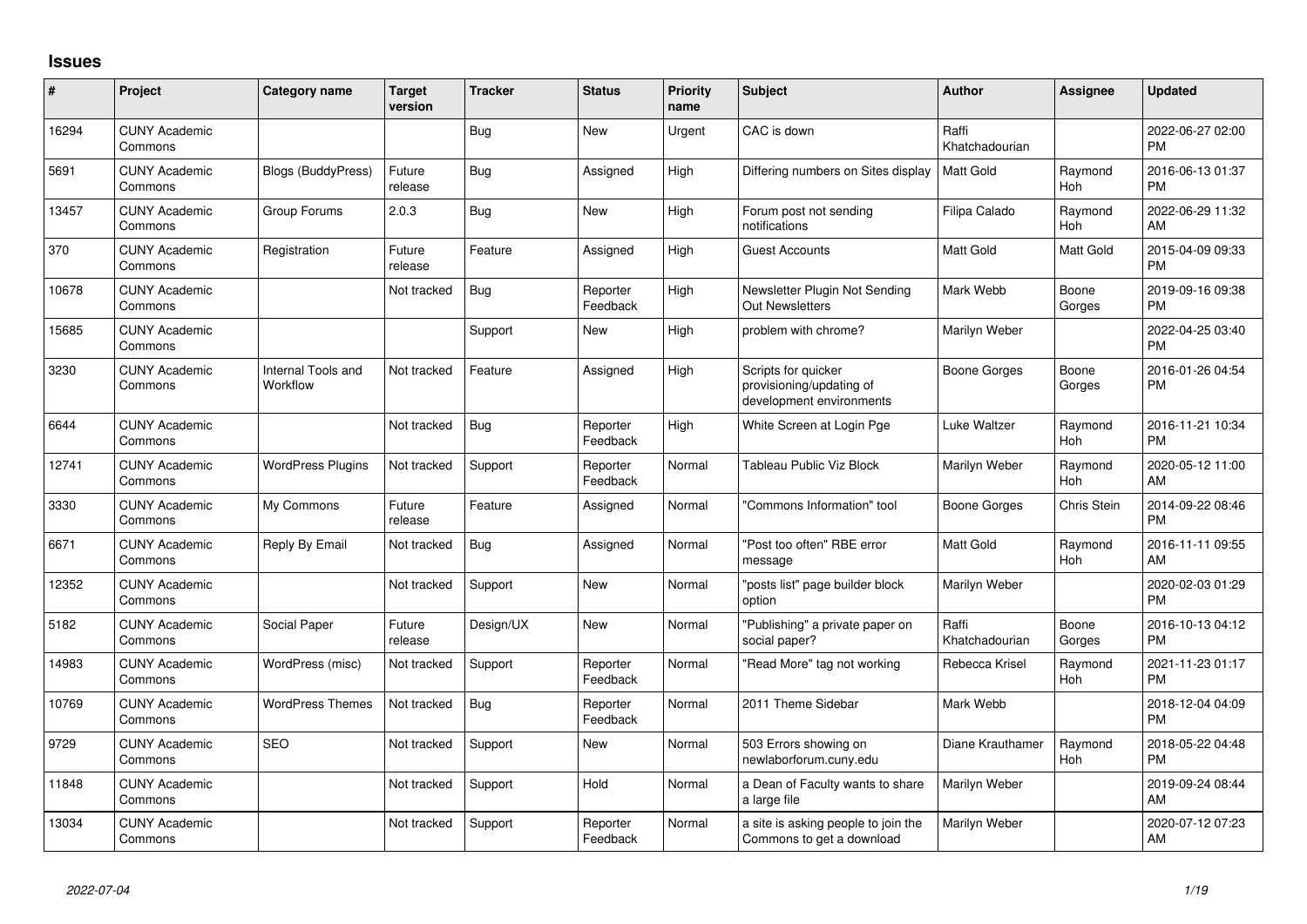# Issues

| # | Project | Category name | Target version | Tracker | Status | Priority name | Subject | Author | Assignee | Updated |
|---|---|---|---|---|---|---|---|---|---|---|
| 16294 | CUNY Academic Commons | | | Bug | New | Urgent | CAC is down | Raffi Khatchadourian | | 2022-06-27 02:00 PM |
| 5691 | CUNY Academic Commons | Blogs (BuddyPress) | Future release | Bug | Assigned | High | Differing numbers on Sites display | Matt Gold | Raymond Hoh | 2016-06-13 01:37 PM |
| 13457 | CUNY Academic Commons | Group Forums | 2.0.3 | Bug | New | High | Forum post not sending notifications | Filipa Calado | Raymond Hoh | 2022-06-29 11:32 AM |
| 370 | CUNY Academic Commons | Registration | Future release | Feature | Assigned | High | Guest Accounts | Matt Gold | Matt Gold | 2015-04-09 09:33 PM |
| 10678 | CUNY Academic Commons | | Not tracked | Bug | Reporter Feedback | High | Newsletter Plugin Not Sending Out Newsletters | Mark Webb | Boone Gorges | 2019-09-16 09:38 PM |
| 15685 | CUNY Academic Commons | | | Support | New | High | problem with chrome? | Marilyn Weber | | 2022-04-25 03:40 PM |
| 3230 | CUNY Academic Commons | Internal Tools and Workflow | Not tracked | Feature | Assigned | High | Scripts for quicker provisioning/updating of development environments | Boone Gorges | Boone Gorges | 2016-01-26 04:54 PM |
| 6644 | CUNY Academic Commons | | Not tracked | Bug | Reporter Feedback | High | White Screen at Login Pge | Luke Waltzer | Raymond Hoh | 2016-11-21 10:34 PM |
| 12741 | CUNY Academic Commons | WordPress Plugins | Not tracked | Support | Reporter Feedback | Normal | Tableau Public Viz Block | Marilyn Weber | Raymond Hoh | 2020-05-12 11:00 AM |
| 3330 | CUNY Academic Commons | My Commons | Future release | Feature | Assigned | Normal | "Commons Information" tool | Boone Gorges | Chris Stein | 2014-09-22 08:46 PM |
| 6671 | CUNY Academic Commons | Reply By Email | Not tracked | Bug | Assigned | Normal | "Post too often" RBE error message | Matt Gold | Raymond Hoh | 2016-11-11 09:55 AM |
| 12352 | CUNY Academic Commons | | Not tracked | Support | New | Normal | "posts list" page builder block option | Marilyn Weber | | 2020-02-03 01:29 PM |
| 5182 | CUNY Academic Commons | Social Paper | Future release | Design/UX | New | Normal | "Publishing" a private paper on social paper? | Raffi Khatchadourian | Boone Gorges | 2016-10-13 04:12 PM |
| 14983 | CUNY Academic Commons | WordPress (misc) | Not tracked | Support | Reporter Feedback | Normal | "Read More" tag not working | Rebecca Krisel | Raymond Hoh | 2021-11-23 01:17 PM |
| 10769 | CUNY Academic Commons | WordPress Themes | Not tracked | Bug | Reporter Feedback | Normal | 2011 Theme Sidebar | Mark Webb | | 2018-12-04 04:09 PM |
| 9729 | CUNY Academic Commons | SEO | Not tracked | Support | New | Normal | 503 Errors showing on newlaborforum.cuny.edu | Diane Krauthamer | Raymond Hoh | 2018-05-22 04:48 PM |
| 11848 | CUNY Academic Commons | | Not tracked | Support | Hold | Normal | a Dean of Faculty wants to share a large file | Marilyn Weber | | 2019-09-24 08:44 AM |
| 13034 | CUNY Academic Commons | | Not tracked | Support | Reporter Feedback | Normal | a site is asking people to join the Commons to get a download | Marilyn Weber | | 2020-07-12 07:23 AM |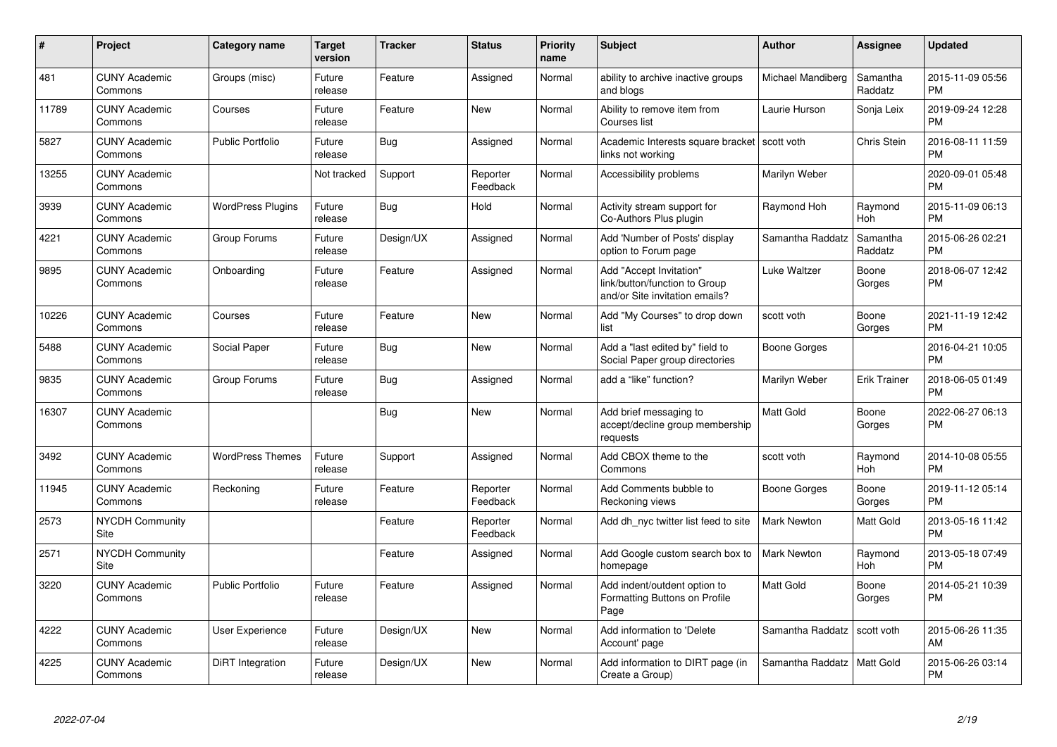| # | Project | Category name | Target version | Tracker | Status | Priority name | Subject | Author | Assignee | Updated |
|---|---|---|---|---|---|---|---|---|---|---|
| 481 | CUNY Academic Commons | Groups (misc) | Future release | Feature | Assigned | Normal | ability to archive inactive groups and blogs | Michael Mandiberg | Samantha Raddatz | 2015-11-09 05:56 PM |
| 11789 | CUNY Academic Commons | Courses | Future release | Feature | New | Normal | Ability to remove item from Courses list | Laurie Hurson | Sonja Leix | 2019-09-24 12:28 PM |
| 5827 | CUNY Academic Commons | Public Portfolio | Future release | Bug | Assigned | Normal | Academic Interests square bracket links not working | scott voth | Chris Stein | 2016-08-11 11:59 PM |
| 13255 | CUNY Academic Commons | | Not tracked | Support | Reporter Feedback | Normal | Accessibility problems | Marilyn Weber | | 2020-09-01 05:48 PM |
| 3939 | CUNY Academic Commons | WordPress Plugins | Future release | Bug | Hold | Normal | Activity stream support for Co-Authors Plus plugin | Raymond Hoh | Raymond Hoh | 2015-11-09 06:13 PM |
| 4221 | CUNY Academic Commons | Group Forums | Future release | Design/UX | Assigned | Normal | Add 'Number of Posts' display option to Forum page | Samantha Raddatz | Samantha Raddatz | 2015-06-26 02:21 PM |
| 9895 | CUNY Academic Commons | Onboarding | Future release | Feature | Assigned | Normal | Add "Accept Invitation" link/button/function to Group and/or Site invitation emails? | Luke Waltzer | Boone Gorges | 2018-06-07 12:42 PM |
| 10226 | CUNY Academic Commons | Courses | Future release | Feature | New | Normal | Add "My Courses" to drop down list | scott voth | Boone Gorges | 2021-11-19 12:42 PM |
| 5488 | CUNY Academic Commons | Social Paper | Future release | Bug | New | Normal | Add a "last edited by" field to Social Paper group directories | Boone Gorges | | 2016-04-21 10:05 PM |
| 9835 | CUNY Academic Commons | Group Forums | Future release | Bug | Assigned | Normal | add a "like" function? | Marilyn Weber | Erik Trainer | 2018-06-05 01:49 PM |
| 16307 | CUNY Academic Commons | | | Bug | New | Normal | Add brief messaging to accept/decline group membership requests | Matt Gold | Boone Gorges | 2022-06-27 06:13 PM |
| 3492 | CUNY Academic Commons | WordPress Themes | Future release | Support | Assigned | Normal | Add CBOX theme to the Commons | scott voth | Raymond Hoh | 2014-10-08 05:55 PM |
| 11945 | CUNY Academic Commons | Reckoning | Future release | Feature | Reporter Feedback | Normal | Add Comments bubble to Reckoning views | Boone Gorges | Boone Gorges | 2019-11-12 05:14 PM |
| 2573 | NYCDH Community Site | | | Feature | Reporter Feedback | Normal | Add dh_nyc twitter list feed to site | Mark Newton | Matt Gold | 2013-05-16 11:42 PM |
| 2571 | NYCDH Community Site | | | Feature | Assigned | Normal | Add Google custom search box to homepage | Mark Newton | Raymond Hoh | 2013-05-18 07:49 PM |
| 3220 | CUNY Academic Commons | Public Portfolio | Future release | Feature | Assigned | Normal | Add indent/outdent option to Formatting Buttons on Profile Page | Matt Gold | Boone Gorges | 2014-05-21 10:39 PM |
| 4222 | CUNY Academic Commons | User Experience | Future release | Design/UX | New | Normal | Add information to 'Delete Account' page | Samantha Raddatz | scott voth | 2015-06-26 11:35 AM |
| 4225 | CUNY Academic Commons | DiRT Integration | Future release | Design/UX | New | Normal | Add information to DIRT page (in Create a Group) | Samantha Raddatz | Matt Gold | 2015-06-26 03:14 PM |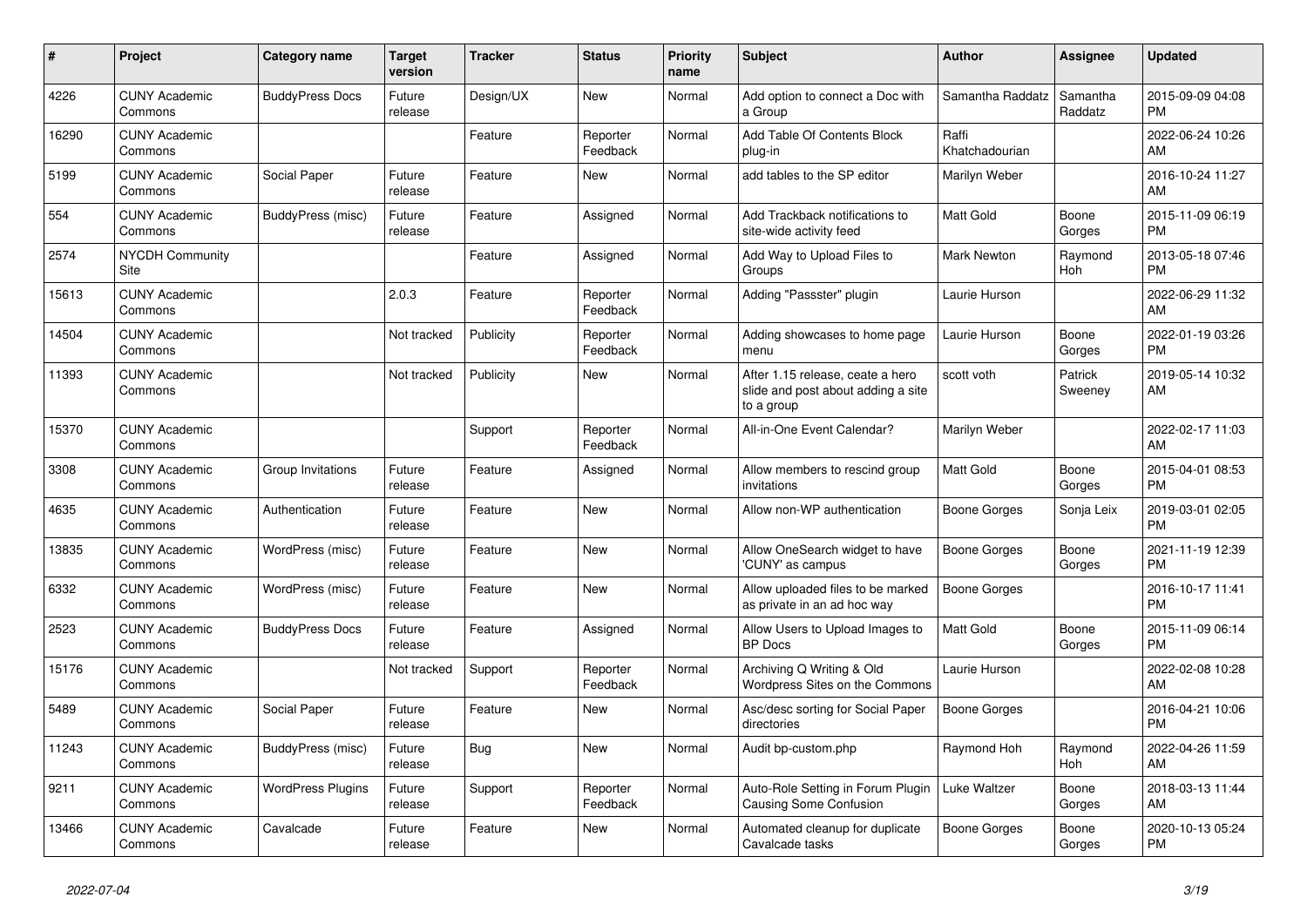| # | Project | Category name | Target version | Tracker | Status | Priority name | Subject | Author | Assignee | Updated |
|---|---|---|---|---|---|---|---|---|---|---|
| 4226 | CUNY Academic Commons | BuddyPress Docs | Future release | Design/UX | New | Normal | Add option to connect a Doc with a Group | Samantha Raddatz | Samantha Raddatz | 2015-09-09 04:08 PM |
| 16290 | CUNY Academic Commons | | | Feature | Reporter Feedback | Normal | Add Table Of Contents Block plug-in | Raffi Khatchadourian | | 2022-06-24 10:26 AM |
| 5199 | CUNY Academic Commons | Social Paper | Future release | Feature | New | Normal | add tables to the SP editor | Marilyn Weber | | 2016-10-24 11:27 AM |
| 554 | CUNY Academic Commons | BuddyPress (misc) | Future release | Feature | Assigned | Normal | Add Trackback notifications to site-wide activity feed | Matt Gold | Boone Gorges | 2015-11-09 06:19 PM |
| 2574 | NYCDH Community Site | | | Feature | Assigned | Normal | Add Way to Upload Files to Groups | Mark Newton | Raymond Hoh | 2013-05-18 07:46 PM |
| 15613 | CUNY Academic Commons | | 2.0.3 | Feature | Reporter Feedback | Normal | Adding "Passster" plugin | Laurie Hurson | | 2022-06-29 11:32 AM |
| 14504 | CUNY Academic Commons | | Not tracked | Publicity | Reporter Feedback | Normal | Adding showcases to home page menu | Laurie Hurson | Boone Gorges | 2022-01-19 03:26 PM |
| 11393 | CUNY Academic Commons | | Not tracked | Publicity | New | Normal | After 1.15 release, ceate a hero slide and post about adding a site to a group | scott voth | Patrick Sweeney | 2019-05-14 10:32 AM |
| 15370 | CUNY Academic Commons | | | Support | Reporter Feedback | Normal | All-in-One Event Calendar? | Marilyn Weber | | 2022-02-17 11:03 AM |
| 3308 | CUNY Academic Commons | Group Invitations | Future release | Feature | Assigned | Normal | Allow members to rescind group invitations | Matt Gold | Boone Gorges | 2015-04-01 08:53 PM |
| 4635 | CUNY Academic Commons | Authentication | Future release | Feature | New | Normal | Allow non-WP authentication | Boone Gorges | Sonja Leix | 2019-03-01 02:05 PM |
| 13835 | CUNY Academic Commons | WordPress (misc) | Future release | Feature | New | Normal | Allow OneSearch widget to have 'CUNY' as campus | Boone Gorges | Boone Gorges | 2021-11-19 12:39 PM |
| 6332 | CUNY Academic Commons | WordPress (misc) | Future release | Feature | New | Normal | Allow uploaded files to be marked as private in an ad hoc way | Boone Gorges | | 2016-10-17 11:41 PM |
| 2523 | CUNY Academic Commons | BuddyPress Docs | Future release | Feature | Assigned | Normal | Allow Users to Upload Images to BP Docs | Matt Gold | Boone Gorges | 2015-11-09 06:14 PM |
| 15176 | CUNY Academic Commons | | Not tracked | Support | Reporter Feedback | Normal | Archiving Q Writing & Old Wordpress Sites on the Commons | Laurie Hurson | | 2022-02-08 10:28 AM |
| 5489 | CUNY Academic Commons | Social Paper | Future release | Feature | New | Normal | Asc/desc sorting for Social Paper directories | Boone Gorges | | 2016-04-21 10:06 PM |
| 11243 | CUNY Academic Commons | BuddyPress (misc) | Future release | Bug | New | Normal | Audit bp-custom.php | Raymond Hoh | Raymond Hoh | 2022-04-26 11:59 AM |
| 9211 | CUNY Academic Commons | WordPress Plugins | Future release | Support | Reporter Feedback | Normal | Auto-Role Setting in Forum Plugin Causing Some Confusion | Luke Waltzer | Boone Gorges | 2018-03-13 11:44 AM |
| 13466 | CUNY Academic Commons | Cavalcade | Future release | Feature | New | Normal | Automated cleanup for duplicate Cavalcade tasks | Boone Gorges | Boone Gorges | 2020-10-13 05:24 PM |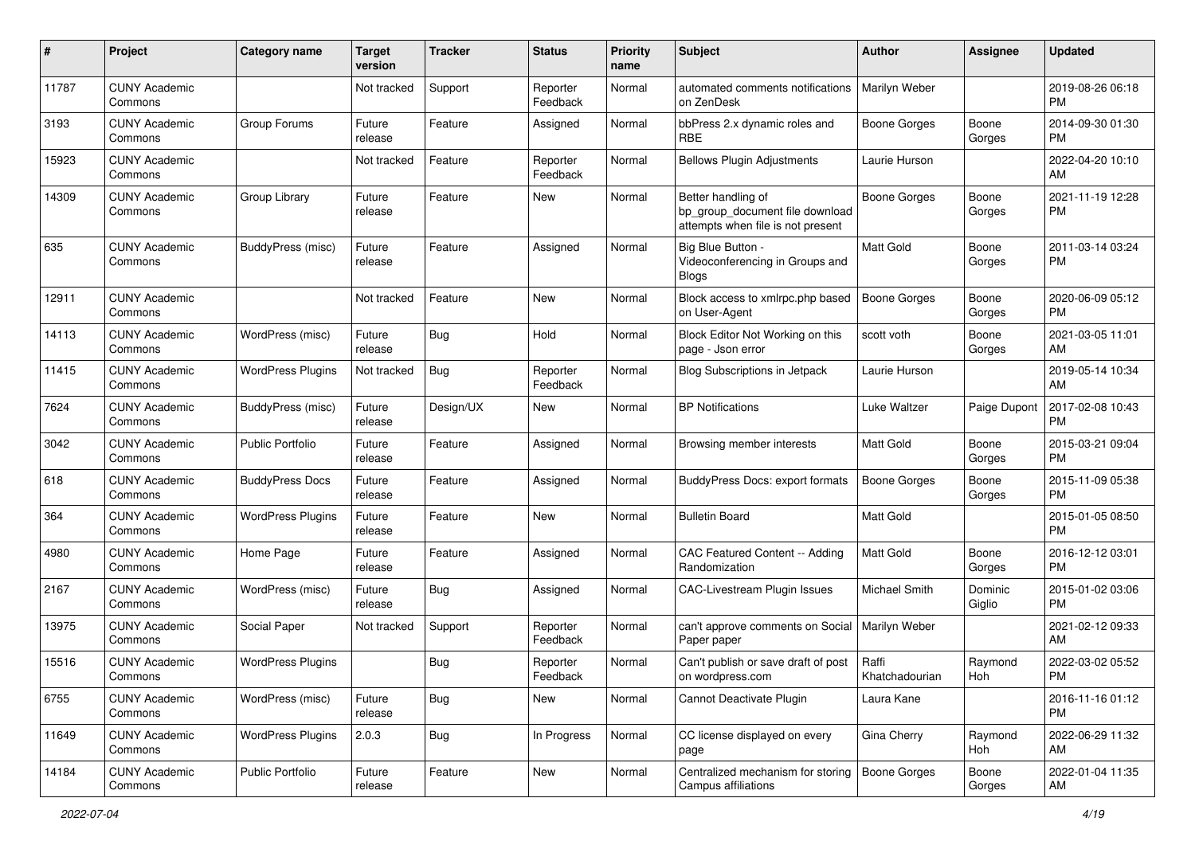| # | Project | Category name | Target version | Tracker | Status | Priority name | Subject | Author | Assignee | Updated |
|---|---|---|---|---|---|---|---|---|---|---|
| 11787 | CUNY Academic Commons | | Not tracked | Support | Reporter Feedback | Normal | automated comments notifications on ZenDesk | Marilyn Weber | | 2019-08-26 06:18 PM |
| 3193 | CUNY Academic Commons | Group Forums | Future release | Feature | Assigned | Normal | bbPress 2.x dynamic roles and RBE | Boone Gorges | Boone Gorges | 2014-09-30 01:30 PM |
| 15923 | CUNY Academic Commons | | Not tracked | Feature | Reporter Feedback | Normal | Bellows Plugin Adjustments | Laurie Hurson | | 2022-04-20 10:10 AM |
| 14309 | CUNY Academic Commons | Group Library | Future release | Feature | New | Normal | Better handling of bp_group_document file download attempts when file is not present | Boone Gorges | Boone Gorges | 2021-11-19 12:28 PM |
| 635 | CUNY Academic Commons | BuddyPress (misc) | Future release | Feature | Assigned | Normal | Big Blue Button - Videoconferencing in Groups and Blogs | Matt Gold | Boone Gorges | 2011-03-14 03:24 PM |
| 12911 | CUNY Academic Commons | | Not tracked | Feature | New | Normal | Block access to xmlrpc.php based on User-Agent | Boone Gorges | Boone Gorges | 2020-06-09 05:12 PM |
| 14113 | CUNY Academic Commons | WordPress (misc) | Future release | Bug | Hold | Normal | Block Editor Not Working on this page - Json error | scott voth | Boone Gorges | 2021-03-05 11:01 AM |
| 11415 | CUNY Academic Commons | WordPress Plugins | Not tracked | Bug | Reporter Feedback | Normal | Blog Subscriptions in Jetpack | Laurie Hurson | | 2019-05-14 10:34 AM |
| 7624 | CUNY Academic Commons | BuddyPress (misc) | Future release | Design/UX | New | Normal | BP Notifications | Luke Waltzer | Paige Dupont | 2017-02-08 10:43 PM |
| 3042 | CUNY Academic Commons | Public Portfolio | Future release | Feature | Assigned | Normal | Browsing member interests | Matt Gold | Boone Gorges | 2015-03-21 09:04 PM |
| 618 | CUNY Academic Commons | BuddyPress Docs | Future release | Feature | Assigned | Normal | BuddyPress Docs: export formats | Boone Gorges | Boone Gorges | 2015-11-09 05:38 PM |
| 364 | CUNY Academic Commons | WordPress Plugins | Future release | Feature | New | Normal | Bulletin Board | Matt Gold | | 2015-01-05 08:50 PM |
| 4980 | CUNY Academic Commons | Home Page | Future release | Feature | Assigned | Normal | CAC Featured Content -- Adding Randomization | Matt Gold | Boone Gorges | 2016-12-12 03:01 PM |
| 2167 | CUNY Academic Commons | WordPress (misc) | Future release | Bug | Assigned | Normal | CAC-Livestream Plugin Issues | Michael Smith | Dominic Giglio | 2015-01-02 03:06 PM |
| 13975 | CUNY Academic Commons | Social Paper | Not tracked | Support | Reporter Feedback | Normal | can't approve comments on Social Paper paper | Marilyn Weber | | 2021-02-12 09:33 AM |
| 15516 | CUNY Academic Commons | WordPress Plugins | | Bug | Reporter Feedback | Normal | Can't publish or save draft of post on wordpress.com | Raffi Khatchadourian | Raymond Hoh | 2022-03-02 05:52 PM |
| 6755 | CUNY Academic Commons | WordPress (misc) | Future release | Bug | New | Normal | Cannot Deactivate Plugin | Laura Kane | | 2016-11-16 01:12 PM |
| 11649 | CUNY Academic Commons | WordPress Plugins | 2.0.3 | Bug | In Progress | Normal | CC license displayed on every page | Gina Cherry | Raymond Hoh | 2022-06-29 11:32 AM |
| 14184 | CUNY Academic Commons | Public Portfolio | Future release | Feature | New | Normal | Centralized mechanism for storing Campus affiliations | Boone Gorges | Boone Gorges | 2022-01-04 11:35 AM |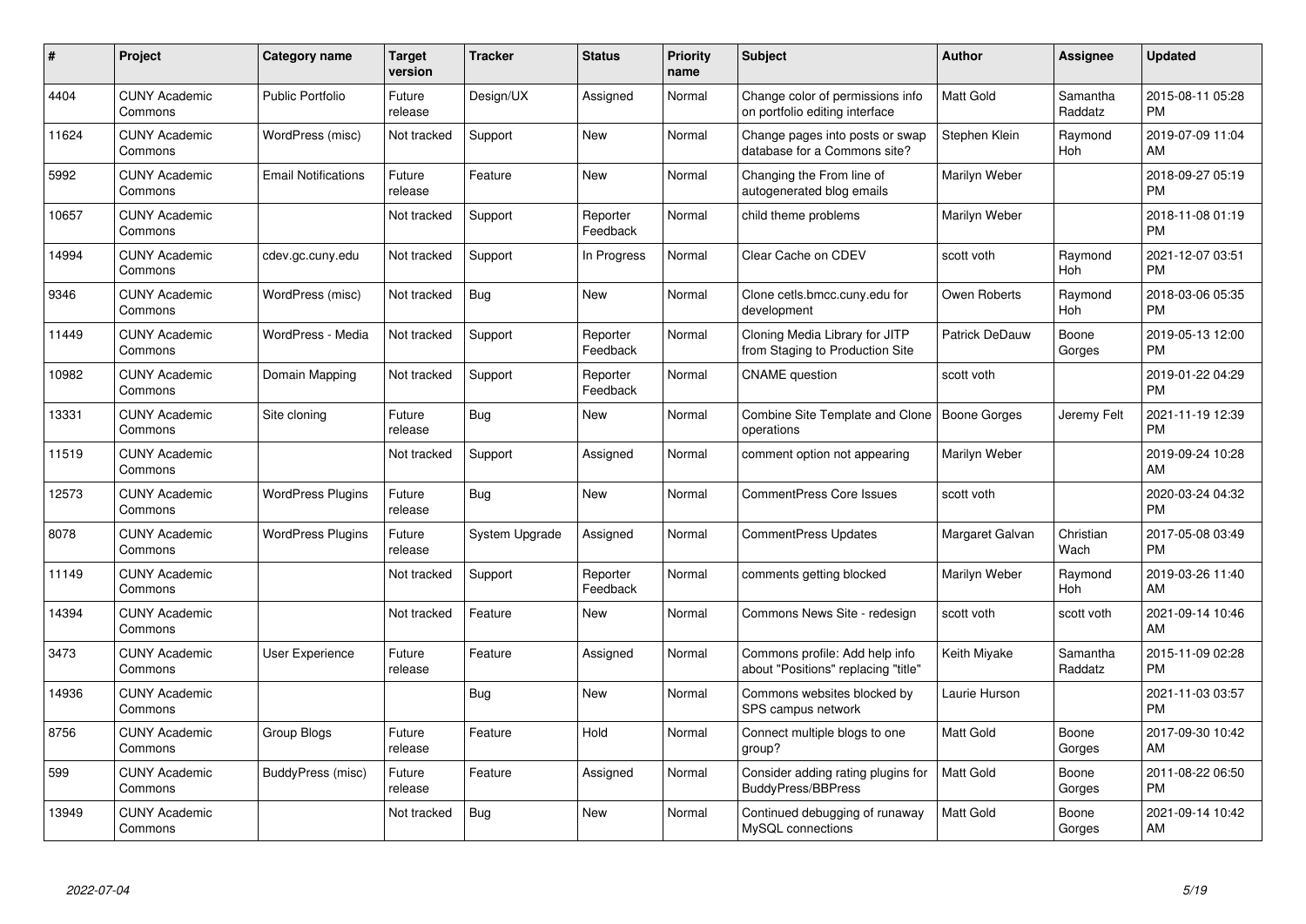| # | Project | Category name | Target version | Tracker | Status | Priority name | Subject | Author | Assignee | Updated |
|---|---|---|---|---|---|---|---|---|---|---|
| 4404 | CUNY Academic Commons | Public Portfolio | Future release | Design/UX | Assigned | Normal | Change color of permissions info on portfolio editing interface | Matt Gold | Samantha Raddatz | 2015-08-11 05:28 PM |
| 11624 | CUNY Academic Commons | WordPress (misc) | Not tracked | Support | New | Normal | Change pages into posts or swap database for a Commons site? | Stephen Klein | Raymond Hoh | 2019-07-09 11:04 AM |
| 5992 | CUNY Academic Commons | Email Notifications | Future release | Feature | New | Normal | Changing the From line of autogenerated blog emails | Marilyn Weber | | 2018-09-27 05:19 PM |
| 10657 | CUNY Academic Commons | | Not tracked | Support | Reporter Feedback | Normal | child theme problems | Marilyn Weber | | 2018-11-08 01:19 PM |
| 14994 | CUNY Academic Commons | cdev.gc.cuny.edu | Not tracked | Support | In Progress | Normal | Clear Cache on CDEV | scott voth | Raymond Hoh | 2021-12-07 03:51 PM |
| 9346 | CUNY Academic Commons | WordPress (misc) | Not tracked | Bug | New | Normal | Clone cetls.bmcc.cuny.edu for development | Owen Roberts | Raymond Hoh | 2018-03-06 05:35 PM |
| 11449 | CUNY Academic Commons | WordPress - Media | Not tracked | Support | Reporter Feedback | Normal | Cloning Media Library for JITP from Staging to Production Site | Patrick DeDauw | Boone Gorges | 2019-05-13 12:00 PM |
| 10982 | CUNY Academic Commons | Domain Mapping | Not tracked | Support | Reporter Feedback | Normal | CNAME question | scott voth | | 2019-01-22 04:29 PM |
| 13331 | CUNY Academic Commons | Site cloning | Future release | Bug | New | Normal | Combine Site Template and Clone operations | Boone Gorges | Jeremy Felt | 2021-11-19 12:39 PM |
| 11519 | CUNY Academic Commons | | Not tracked | Support | Assigned | Normal | comment option not appearing | Marilyn Weber | | 2019-09-24 10:28 AM |
| 12573 | CUNY Academic Commons | WordPress Plugins | Future release | Bug | New | Normal | CommentPress Core Issues | scott voth | | 2020-03-24 04:32 PM |
| 8078 | CUNY Academic Commons | WordPress Plugins | Future release | System Upgrade | Assigned | Normal | CommentPress Updates | Margaret Galvan | Christian Wach | 2017-05-08 03:49 PM |
| 11149 | CUNY Academic Commons | | Not tracked | Support | Reporter Feedback | Normal | comments getting blocked | Marilyn Weber | Raymond Hoh | 2019-03-26 11:40 AM |
| 14394 | CUNY Academic Commons | | Not tracked | Feature | New | Normal | Commons News Site - redesign | scott voth | scott voth | 2021-09-14 10:46 AM |
| 3473 | CUNY Academic Commons | User Experience | Future release | Feature | Assigned | Normal | Commons profile: Add help info about "Positions" replacing "title" | Keith Miyake | Samantha Raddatz | 2015-11-09 02:28 PM |
| 14936 | CUNY Academic Commons | | | Bug | New | Normal | Commons websites blocked by SPS campus network | Laurie Hurson | | 2021-11-03 03:57 PM |
| 8756 | CUNY Academic Commons | Group Blogs | Future release | Feature | Hold | Normal | Connect multiple blogs to one group? | Matt Gold | Boone Gorges | 2017-09-30 10:42 AM |
| 599 | CUNY Academic Commons | BuddyPress (misc) | Future release | Feature | Assigned | Normal | Consider adding rating plugins for BuddyPress/BBPress | Matt Gold | Boone Gorges | 2011-08-22 06:50 PM |
| 13949 | CUNY Academic Commons | | Not tracked | Bug | New | Normal | Continued debugging of runaway MySQL connections | Matt Gold | Boone Gorges | 2021-09-14 10:42 AM |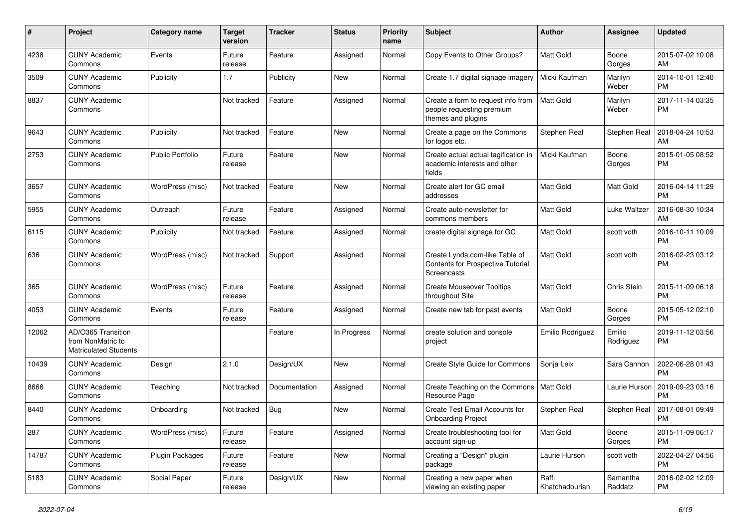| # | Project | Category name | Target version | Tracker | Status | Priority name | Subject | Author | Assignee | Updated |
|---|---|---|---|---|---|---|---|---|---|---|
| 4238 | CUNY Academic Commons | Events | Future release | Feature | Assigned | Normal | Copy Events to Other Groups? | Matt Gold | Boone Gorges | 2015-07-02 10:08 AM |
| 3509 | CUNY Academic Commons | Publicity | 1.7 | Publicity | New | Normal | Create 1.7 digital signage imagery | Micki Kaufman | Marilyn Weber | 2014-10-01 12:40 PM |
| 8837 | CUNY Academic Commons | | Not tracked | Feature | Assigned | Normal | Create a form to request info from people requesting premium themes and plugins | Matt Gold | Marilyn Weber | 2017-11-14 03:35 PM |
| 9643 | CUNY Academic Commons | Publicity | Not tracked | Feature | New | Normal | Create a page on the Commons for logos etc. | Stephen Real | Stephen Real | 2018-04-24 10:53 AM |
| 2753 | CUNY Academic Commons | Public Portfolio | Future release | Feature | New | Normal | Create actual actual tagification in academic interests and other fields | Micki Kaufman | Boone Gorges | 2015-01-05 08:52 PM |
| 3657 | CUNY Academic Commons | WordPress (misc) | Not tracked | Feature | New | Normal | Create alert for GC email addresses | Matt Gold | Matt Gold | 2016-04-14 11:29 PM |
| 5955 | CUNY Academic Commons | Outreach | Future release | Feature | Assigned | Normal | Create auto-newsletter for commons members | Matt Gold | Luke Waltzer | 2016-08-30 10:34 AM |
| 6115 | CUNY Academic Commons | Publicity | Not tracked | Feature | Assigned | Normal | create digital signage for GC | Matt Gold | scott voth | 2016-10-11 10:09 PM |
| 636 | CUNY Academic Commons | WordPress (misc) | Not tracked | Support | Assigned | Normal | Create Lynda.com-like Table of Contents for Prospective Tutorial Screencasts | Matt Gold | scott voth | 2016-02-23 03:12 PM |
| 365 | CUNY Academic Commons | WordPress (misc) | Future release | Feature | Assigned | Normal | Create Mouseover Tooltips throughout Site | Matt Gold | Chris Stein | 2015-11-09 06:18 PM |
| 4053 | CUNY Academic Commons | Events | Future release | Feature | Assigned | Normal | Create new tab for past events | Matt Gold | Boone Gorges | 2015-05-12 02:10 PM |
| 12062 | AD/O365 Transition from NonMatric to Matriculated Students | | | Feature | In Progress | Normal | create solution and console project | Emilio Rodriguez | Emilio Rodriguez | 2019-11-12 03:56 PM |
| 10439 | CUNY Academic Commons | Design | 2.1.0 | Design/UX | New | Normal | Create Style Guide for Commons | Sonja Leix | Sara Cannon | 2022-06-28 01:43 PM |
| 8666 | CUNY Academic Commons | Teaching | Not tracked | Documentation | Assigned | Normal | Create Teaching on the Commons Resource Page | Matt Gold | Laurie Hurson | 2019-09-23 03:16 PM |
| 8440 | CUNY Academic Commons | Onboarding | Not tracked | Bug | New | Normal | Create Test Email Accounts for Onboarding Project | Stephen Real | Stephen Real | 2017-08-01 09:49 PM |
| 287 | CUNY Academic Commons | WordPress (misc) | Future release | Feature | Assigned | Normal | Create troubleshooting tool for account sign-up | Matt Gold | Boone Gorges | 2015-11-09 06:17 PM |
| 14787 | CUNY Academic Commons | Plugin Packages | Future release | Feature | New | Normal | Creating a "Design" plugin package | Laurie Hurson | scott voth | 2022-04-27 04:56 PM |
| 5183 | CUNY Academic Commons | Social Paper | Future release | Design/UX | New | Normal | Creating a new paper when viewing an existing paper | Raffi Khatchadourian | Samantha Raddatz | 2016-02-02 12:09 PM |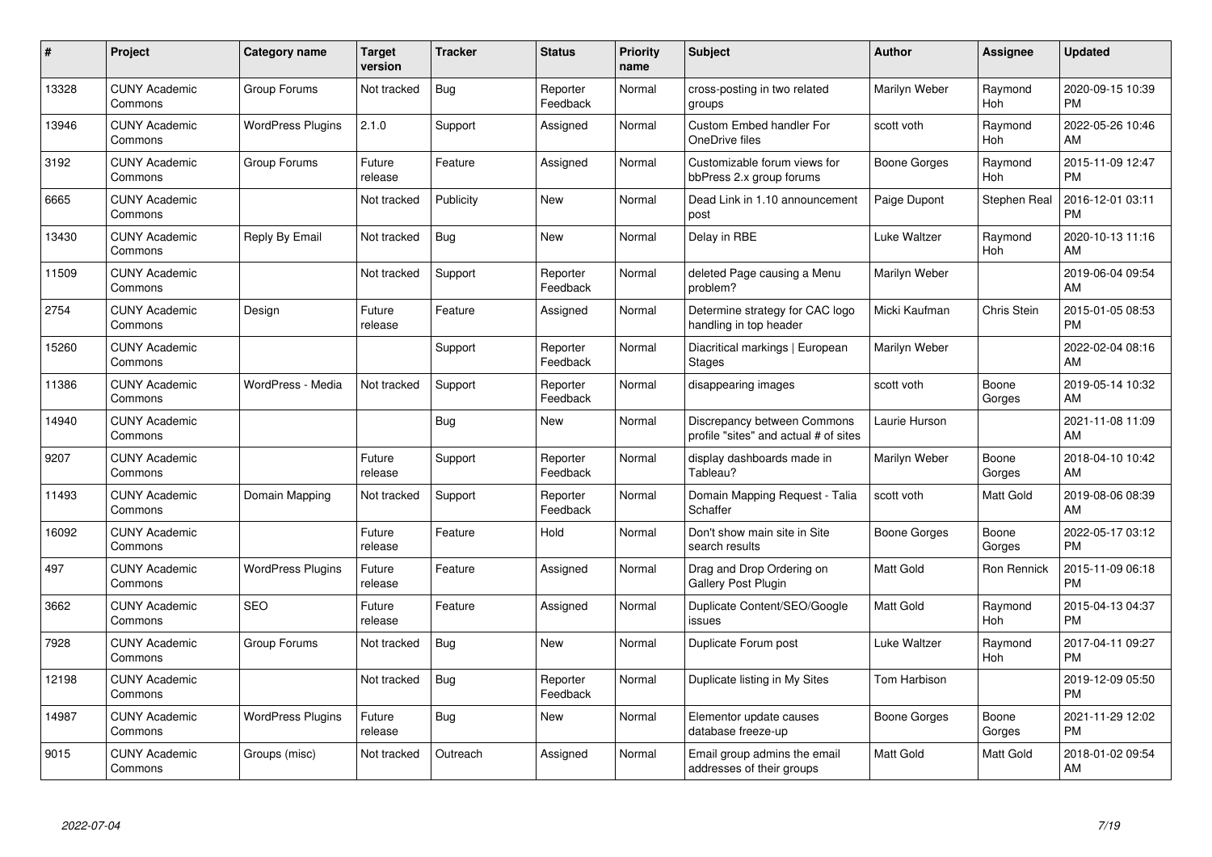| # | Project | Category name | Target version | Tracker | Status | Priority name | Subject | Author | Assignee | Updated |
|---|---|---|---|---|---|---|---|---|---|---|
| 13328 | CUNY Academic Commons | Group Forums | Not tracked | Bug | Reporter Feedback | Normal | cross-posting in two related groups | Marilyn Weber | Raymond Hoh | 2020-09-15 10:39 PM |
| 13946 | CUNY Academic Commons | WordPress Plugins | 2.1.0 | Support | Assigned | Normal | Custom Embed handler For OneDrive files | scott voth | Raymond Hoh | 2022-05-26 10:46 AM |
| 3192 | CUNY Academic Commons | Group Forums | Future release | Feature | Assigned | Normal | Customizable forum views for bbPress 2.x group forums | Boone Gorges | Raymond Hoh | 2015-11-09 12:47 PM |
| 6665 | CUNY Academic Commons | | Not tracked | Publicity | New | Normal | Dead Link in 1.10 announcement post | Paige Dupont | Stephen Real | 2016-12-01 03:11 PM |
| 13430 | CUNY Academic Commons | Reply By Email | Not tracked | Bug | New | Normal | Delay in RBE | Luke Waltzer | Raymond Hoh | 2020-10-13 11:16 AM |
| 11509 | CUNY Academic Commons | | Not tracked | Support | Reporter Feedback | Normal | deleted Page causing a Menu problem? | Marilyn Weber | | 2019-06-04 09:54 AM |
| 2754 | CUNY Academic Commons | Design | Future release | Feature | Assigned | Normal | Determine strategy for CAC logo handling in top header | Micki Kaufman | Chris Stein | 2015-01-05 08:53 PM |
| 15260 | CUNY Academic Commons | | | Support | Reporter Feedback | Normal | Diacritical markings \| European Stages | Marilyn Weber | | 2022-02-04 08:16 AM |
| 11386 | CUNY Academic Commons | WordPress - Media | Not tracked | Support | Reporter Feedback | Normal | disappearing images | scott voth | Boone Gorges | 2019-05-14 10:32 AM |
| 14940 | CUNY Academic Commons | | | Bug | New | Normal | Discrepancy between Commons profile "sites" and actual # of sites | Laurie Hurson | | 2021-11-08 11:09 AM |
| 9207 | CUNY Academic Commons | | Future release | Support | Reporter Feedback | Normal | display dashboards made in Tableau? | Marilyn Weber | Boone Gorges | 2018-04-10 10:42 AM |
| 11493 | CUNY Academic Commons | Domain Mapping | Not tracked | Support | Reporter Feedback | Normal | Domain Mapping Request - Talia Schaffer | scott voth | Matt Gold | 2019-08-06 08:39 AM |
| 16092 | CUNY Academic Commons | | Future release | Feature | Hold | Normal | Don't show main site in Site search results | Boone Gorges | Boone Gorges | 2022-05-17 03:12 PM |
| 497 | CUNY Academic Commons | WordPress Plugins | Future release | Feature | Assigned | Normal | Drag and Drop Ordering on Gallery Post Plugin | Matt Gold | Ron Rennick | 2015-11-09 06:18 PM |
| 3662 | CUNY Academic Commons | SEO | Future release | Feature | Assigned | Normal | Duplicate Content/SEO/Google issues | Matt Gold | Raymond Hoh | 2015-04-13 04:37 PM |
| 7928 | CUNY Academic Commons | Group Forums | Not tracked | Bug | New | Normal | Duplicate Forum post | Luke Waltzer | Raymond Hoh | 2017-04-11 09:27 PM |
| 12198 | CUNY Academic Commons | | Not tracked | Bug | Reporter Feedback | Normal | Duplicate listing in My Sites | Tom Harbison | | 2019-12-09 05:50 PM |
| 14987 | CUNY Academic Commons | WordPress Plugins | Future release | Bug | New | Normal | Elementor update causes database freeze-up | Boone Gorges | Boone Gorges | 2021-11-29 12:02 PM |
| 9015 | CUNY Academic Commons | Groups (misc) | Not tracked | Outreach | Assigned | Normal | Email group admins the email addresses of their groups | Matt Gold | Matt Gold | 2018-01-02 09:54 AM |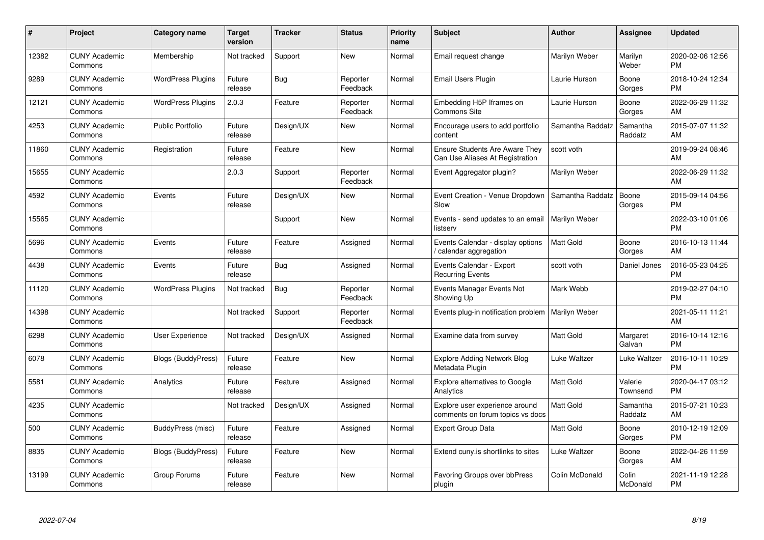| # | Project | Category name | Target version | Tracker | Status | Priority name | Subject | Author | Assignee | Updated |
|---|---|---|---|---|---|---|---|---|---|---|
| 12382 | CUNY Academic Commons | Membership | Not tracked | Support | New | Normal | Email request change | Marilyn Weber | Marilyn Weber | 2020-02-06 12:56 PM |
| 9289 | CUNY Academic Commons | WordPress Plugins | Future release | Bug | Reporter Feedback | Normal | Email Users Plugin | Laurie Hurson | Boone Gorges | 2018-10-24 12:34 PM |
| 12121 | CUNY Academic Commons | WordPress Plugins | 2.0.3 | Feature | Reporter Feedback | Normal | Embedding H5P Iframes on Commons Site | Laurie Hurson | Boone Gorges | 2022-06-29 11:32 AM |
| 4253 | CUNY Academic Commons | Public Portfolio | Future release | Design/UX | New | Normal | Encourage users to add portfolio content | Samantha Raddatz | Samantha Raddatz | 2015-07-07 11:32 AM |
| 11860 | CUNY Academic Commons | Registration | Future release | Feature | New | Normal | Ensure Students Are Aware They Can Use Aliases At Registration | scott voth | | 2019-09-24 08:46 AM |
| 15655 | CUNY Academic Commons | | 2.0.3 | Support | Reporter Feedback | Normal | Event Aggregator plugin? | Marilyn Weber | | 2022-06-29 11:32 AM |
| 4592 | CUNY Academic Commons | Events | Future release | Design/UX | New | Normal | Event Creation - Venue Dropdown Slow | Samantha Raddatz | Boone Gorges | 2015-09-14 04:56 PM |
| 15565 | CUNY Academic Commons | | | Support | New | Normal | Events - send updates to an email listserv | Marilyn Weber | | 2022-03-10 01:06 PM |
| 5696 | CUNY Academic Commons | Events | Future release | Feature | Assigned | Normal | Events Calendar - display options / calendar aggregation | Matt Gold | Boone Gorges | 2016-10-13 11:44 AM |
| 4438 | CUNY Academic Commons | Events | Future release | Bug | Assigned | Normal | Events Calendar - Export Recurring Events | scott voth | Daniel Jones | 2016-05-23 04:25 PM |
| 11120 | CUNY Academic Commons | WordPress Plugins | Not tracked | Bug | Reporter Feedback | Normal | Events Manager Events Not Showing Up | Mark Webb | | 2019-02-27 04:10 PM |
| 14398 | CUNY Academic Commons | | Not tracked | Support | Reporter Feedback | Normal | Events plug-in notification problem | Marilyn Weber | | 2021-05-11 11:21 AM |
| 6298 | CUNY Academic Commons | User Experience | Not tracked | Design/UX | Assigned | Normal | Examine data from survey | Matt Gold | Margaret Galvan | 2016-10-14 12:16 PM |
| 6078 | CUNY Academic Commons | Blogs (BuddyPress) | Future release | Feature | New | Normal | Explore Adding Network Blog Metadata Plugin | Luke Waltzer | Luke Waltzer | 2016-10-11 10:29 PM |
| 5581 | CUNY Academic Commons | Analytics | Future release | Feature | Assigned | Normal | Explore alternatives to Google Analytics | Matt Gold | Valerie Townsend | 2020-04-17 03:12 PM |
| 4235 | CUNY Academic Commons | | Not tracked | Design/UX | Assigned | Normal | Explore user experience around comments on forum topics vs docs | Matt Gold | Samantha Raddatz | 2015-07-21 10:23 AM |
| 500 | CUNY Academic Commons | BuddyPress (misc) | Future release | Feature | Assigned | Normal | Export Group Data | Matt Gold | Boone Gorges | 2010-12-19 12:09 PM |
| 8835 | CUNY Academic Commons | Blogs (BuddyPress) | Future release | Feature | New | Normal | Extend cuny.is shortlinks to sites | Luke Waltzer | Boone Gorges | 2022-04-26 11:59 AM |
| 13199 | CUNY Academic Commons | Group Forums | Future release | Feature | New | Normal | Favoring Groups over bbPress plugin | Colin McDonald | Colin McDonald | 2021-11-19 12:28 PM |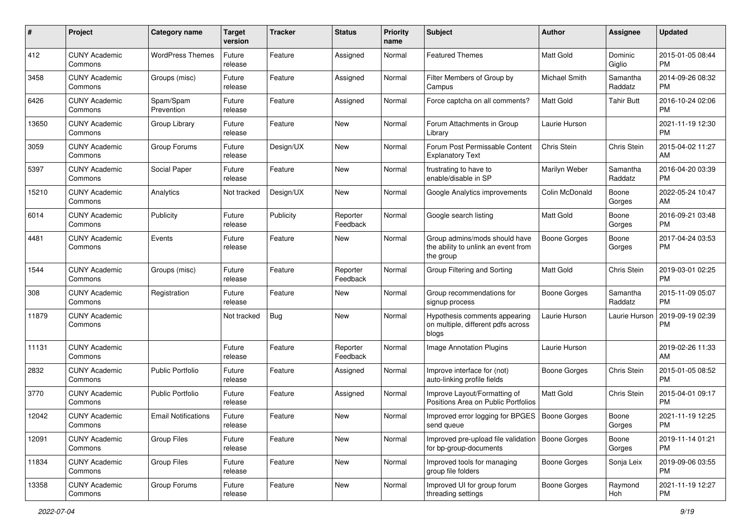| # | Project | Category name | Target version | Tracker | Status | Priority name | Subject | Author | Assignee | Updated |
|---|---|---|---|---|---|---|---|---|---|---|
| 412 | CUNY Academic Commons | WordPress Themes | Future release | Feature | Assigned | Normal | Featured Themes | Matt Gold | Dominic Giglio | 2015-01-05 08:44 PM |
| 3458 | CUNY Academic Commons | Groups (misc) | Future release | Feature | Assigned | Normal | Filter Members of Group by Campus | Michael Smith | Samantha Raddatz | 2014-09-26 08:32 PM |
| 6426 | CUNY Academic Commons | Spam/Spam Prevention | Future release | Feature | Assigned | Normal | Force captcha on all comments? | Matt Gold | Tahir Butt | 2016-10-24 02:06 PM |
| 13650 | CUNY Academic Commons | Group Library | Future release | Feature | New | Normal | Forum Attachments in Group Library | Laurie Hurson | | 2021-11-19 12:30 PM |
| 3059 | CUNY Academic Commons | Group Forums | Future release | Design/UX | New | Normal | Forum Post Permissable Content Explanatory Text | Chris Stein | Chris Stein | 2015-04-02 11:27 AM |
| 5397 | CUNY Academic Commons | Social Paper | Future release | Feature | New | Normal | frustrating to have to enable/disable in SP | Marilyn Weber | Samantha Raddatz | 2016-04-20 03:39 PM |
| 15210 | CUNY Academic Commons | Analytics | Not tracked | Design/UX | New | Normal | Google Analytics improvements | Colin McDonald | Boone Gorges | 2022-05-24 10:47 AM |
| 6014 | CUNY Academic Commons | Publicity | Future release | Publicity | Reporter Feedback | Normal | Google search listing | Matt Gold | Boone Gorges | 2016-09-21 03:48 PM |
| 4481 | CUNY Academic Commons | Events | Future release | Feature | New | Normal | Group admins/mods should have the ability to unlink an event from the group | Boone Gorges | Boone Gorges | 2017-04-24 03:53 PM |
| 1544 | CUNY Academic Commons | Groups (misc) | Future release | Feature | Reporter Feedback | Normal | Group Filtering and Sorting | Matt Gold | Chris Stein | 2019-03-01 02:25 PM |
| 308 | CUNY Academic Commons | Registration | Future release | Feature | New | Normal | Group recommendations for signup process | Boone Gorges | Samantha Raddatz | 2015-11-09 05:07 PM |
| 11879 | CUNY Academic Commons | | Not tracked | Bug | New | Normal | Hypothesis comments appearing on multiple, different pdfs across blogs | Laurie Hurson | Laurie Hurson | 2019-09-19 02:39 PM |
| 11131 | CUNY Academic Commons | | Future release | Feature | Reporter Feedback | Normal | Image Annotation Plugins | Laurie Hurson | | 2019-02-26 11:33 AM |
| 2832 | CUNY Academic Commons | Public Portfolio | Future release | Feature | Assigned | Normal | Improve interface for (not) auto-linking profile fields | Boone Gorges | Chris Stein | 2015-01-05 08:52 PM |
| 3770 | CUNY Academic Commons | Public Portfolio | Future release | Feature | Assigned | Normal | Improve Layout/Formatting of Positions Area on Public Portfolios | Matt Gold | Chris Stein | 2015-04-01 09:17 PM |
| 12042 | CUNY Academic Commons | Email Notifications | Future release | Feature | New | Normal | Improved error logging for BPGES send queue | Boone Gorges | Boone Gorges | 2021-11-19 12:25 PM |
| 12091 | CUNY Academic Commons | Group Files | Future release | Feature | New | Normal | Improved pre-upload file validation for bp-group-documents | Boone Gorges | Boone Gorges | 2019-11-14 01:21 PM |
| 11834 | CUNY Academic Commons | Group Files | Future release | Feature | New | Normal | Improved tools for managing group file folders | Boone Gorges | Sonja Leix | 2019-09-06 03:55 PM |
| 13358 | CUNY Academic Commons | Group Forums | Future release | Feature | New | Normal | Improved UI for group forum threading settings | Boone Gorges | Raymond Hoh | 2021-11-19 12:27 PM |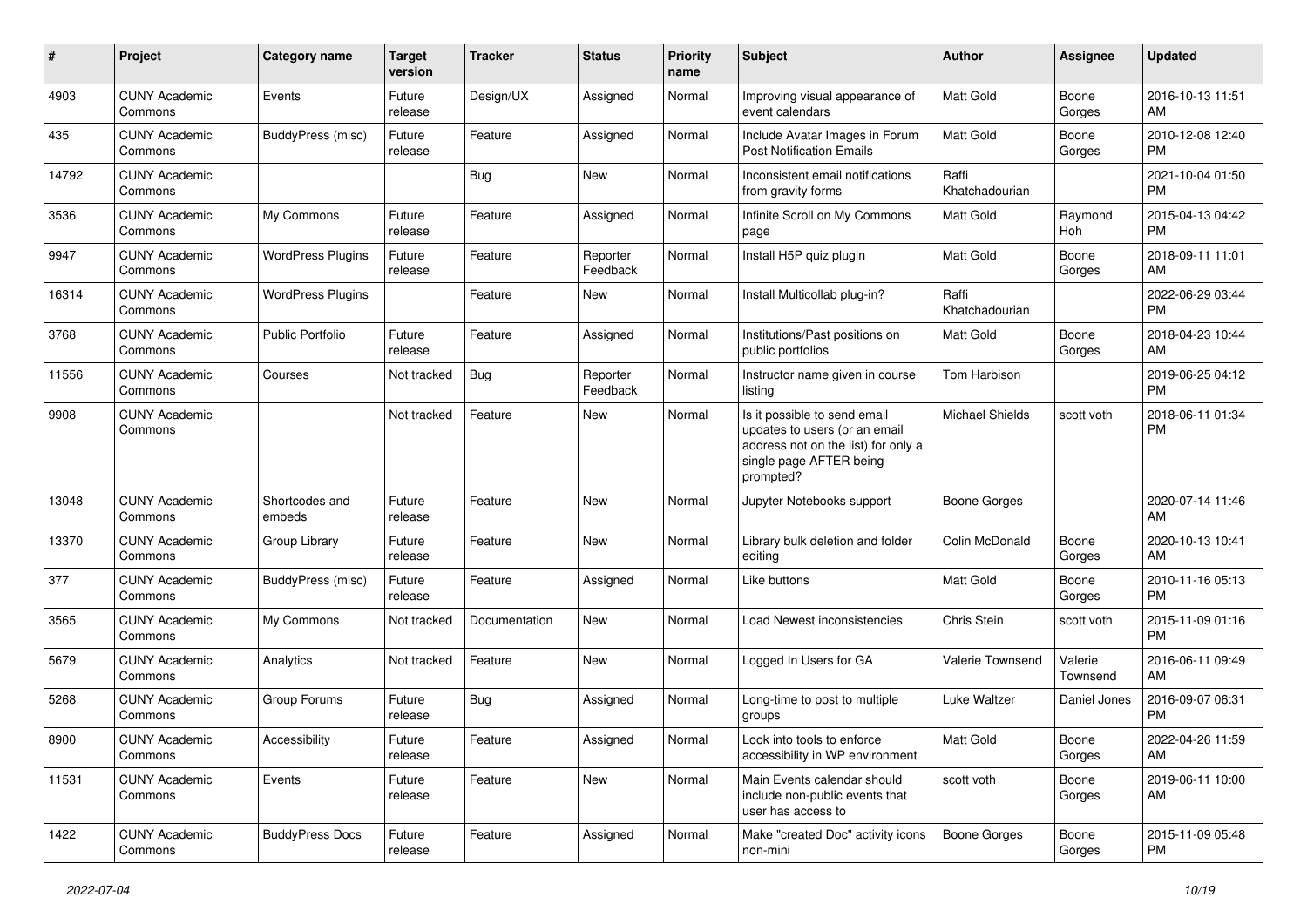| # | Project | Category name | Target version | Tracker | Status | Priority name | Subject | Author | Assignee | Updated |
|---|---|---|---|---|---|---|---|---|---|---|
| 4903 | CUNY Academic Commons | Events | Future release | Design/UX | Assigned | Normal | Improving visual appearance of event calendars | Matt Gold | Boone Gorges | 2016-10-13 11:51 AM |
| 435 | CUNY Academic Commons | BuddyPress (misc) | Future release | Feature | Assigned | Normal | Include Avatar Images in Forum Post Notification Emails | Matt Gold | Boone Gorges | 2010-12-08 12:40 PM |
| 14792 | CUNY Academic Commons | | | Bug | New | Normal | Inconsistent email notifications from gravity forms | Raffi Khatchadourian | | 2021-10-04 01:50 PM |
| 3536 | CUNY Academic Commons | My Commons | Future release | Feature | Assigned | Normal | Infinite Scroll on My Commons page | Matt Gold | Raymond Hoh | 2015-04-13 04:42 PM |
| 9947 | CUNY Academic Commons | WordPress Plugins | Future release | Feature | Reporter Feedback | Normal | Install H5P quiz plugin | Matt Gold | Boone Gorges | 2018-09-11 11:01 AM |
| 16314 | CUNY Academic Commons | WordPress Plugins | | Feature | New | Normal | Install Multicollab plug-in? | Raffi Khatchadourian | | 2022-06-29 03:44 PM |
| 3768 | CUNY Academic Commons | Public Portfolio | Future release | Feature | Assigned | Normal | Institutions/Past positions on public portfolios | Matt Gold | Boone Gorges | 2018-04-23 10:44 AM |
| 11556 | CUNY Academic Commons | Courses | Not tracked | Bug | Reporter Feedback | Normal | Instructor name given in course listing | Tom Harbison | | 2019-06-25 04:12 PM |
| 9908 | CUNY Academic Commons | | Not tracked | Feature | New | Normal | Is it possible to send email updates to users (or an email address not on the list) for only a single page AFTER being prompted? | Michael Shields | scott voth | 2018-06-11 01:34 PM |
| 13048 | CUNY Academic Commons | Shortcodes and embeds | Future release | Feature | New | Normal | Jupyter Notebooks support | Boone Gorges | | 2020-07-14 11:46 AM |
| 13370 | CUNY Academic Commons | Group Library | Future release | Feature | New | Normal | Library bulk deletion and folder editing | Colin McDonald | Boone Gorges | 2020-10-13 10:41 AM |
| 377 | CUNY Academic Commons | BuddyPress (misc) | Future release | Feature | Assigned | Normal | Like buttons | Matt Gold | Boone Gorges | 2010-11-16 05:13 PM |
| 3565 | CUNY Academic Commons | My Commons | Not tracked | Documentation | New | Normal | Load Newest inconsistencies | Chris Stein | scott voth | 2015-11-09 01:16 PM |
| 5679 | CUNY Academic Commons | Analytics | Not tracked | Feature | New | Normal | Logged In Users for GA | Valerie Townsend | Valerie Townsend | 2016-06-11 09:49 AM |
| 5268 | CUNY Academic Commons | Group Forums | Future release | Bug | Assigned | Normal | Long-time to post to multiple groups | Luke Waltzer | Daniel Jones | 2016-09-07 06:31 PM |
| 8900 | CUNY Academic Commons | Accessibility | Future release | Feature | Assigned | Normal | Look into tools to enforce accessibility in WP environment | Matt Gold | Boone Gorges | 2022-04-26 11:59 AM |
| 11531 | CUNY Academic Commons | Events | Future release | Feature | New | Normal | Main Events calendar should include non-public events that user has access to | scott voth | Boone Gorges | 2019-06-11 10:00 AM |
| 1422 | CUNY Academic Commons | BuddyPress Docs | Future release | Feature | Assigned | Normal | Make "created Doc" activity icons non-mini | Boone Gorges | Boone Gorges | 2015-11-09 05:48 PM |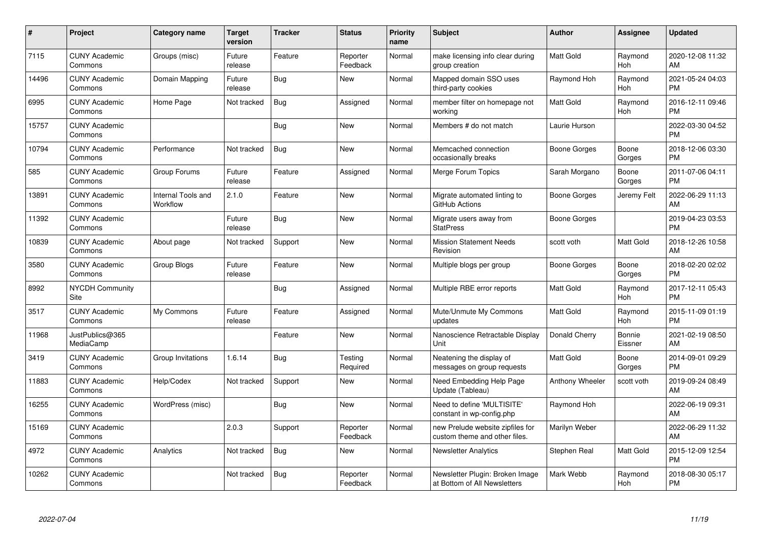| # | Project | Category name | Target version | Tracker | Status | Priority name | Subject | Author | Assignee | Updated |
|---|---|---|---|---|---|---|---|---|---|---|
| 7115 | CUNY Academic Commons | Groups (misc) | Future release | Feature | Reporter Feedback | Normal | make licensing info clear during group creation | Matt Gold | Raymond Hoh | 2020-12-08 11:32 AM |
| 14496 | CUNY Academic Commons | Domain Mapping | Future release | Bug | New | Normal | Mapped domain SSO uses third-party cookies | Raymond Hoh | Raymond Hoh | 2021-05-24 04:03 PM |
| 6995 | CUNY Academic Commons | Home Page | Not tracked | Bug | Assigned | Normal | member filter on homepage not working | Matt Gold | Raymond Hoh | 2016-12-11 09:46 PM |
| 15757 | CUNY Academic Commons | | | Bug | New | Normal | Members # do not match | Laurie Hurson | | 2022-03-30 04:52 PM |
| 10794 | CUNY Academic Commons | Performance | Not tracked | Bug | New | Normal | Memcached connection occasionally breaks | Boone Gorges | Boone Gorges | 2018-12-06 03:30 PM |
| 585 | CUNY Academic Commons | Group Forums | Future release | Feature | Assigned | Normal | Merge Forum Topics | Sarah Morgano | Boone Gorges | 2011-07-06 04:11 PM |
| 13891 | CUNY Academic Commons | Internal Tools and Workflow | 2.1.0 | Feature | New | Normal | Migrate automated linting to GitHub Actions | Boone Gorges | Jeremy Felt | 2022-06-29 11:13 AM |
| 11392 | CUNY Academic Commons | | Future release | Bug | New | Normal | Migrate users away from StatPress | Boone Gorges | | 2019-04-23 03:53 PM |
| 10839 | CUNY Academic Commons | About page | Not tracked | Support | New | Normal | Mission Statement Needs Revision | scott voth | Matt Gold | 2018-12-26 10:58 AM |
| 3580 | CUNY Academic Commons | Group Blogs | Future release | Feature | New | Normal | Multiple blogs per group | Boone Gorges | Boone Gorges | 2018-02-20 02:02 PM |
| 8992 | NYCDH Community Site | | | Bug | Assigned | Normal | Multiple RBE error reports | Matt Gold | Raymond Hoh | 2017-12-11 05:43 PM |
| 3517 | CUNY Academic Commons | My Commons | Future release | Feature | Assigned | Normal | Mute/Unmute My Commons updates | Matt Gold | Raymond Hoh | 2015-11-09 01:19 PM |
| 11968 | JustPublics@365 MediaCamp | | | Feature | New | Normal | Nanoscience Retractable Display Unit | Donald Cherry | Bonnie Eissner | 2021-02-19 08:50 AM |
| 3419 | CUNY Academic Commons | Group Invitations | 1.6.14 | Bug | Testing Required | Normal | Neatening the display of messages on group requests | Matt Gold | Boone Gorges | 2014-09-01 09:29 PM |
| 11883 | CUNY Academic Commons | Help/Codex | Not tracked | Support | New | Normal | Need Embedding Help Page Update (Tableau) | Anthony Wheeler | scott voth | 2019-09-24 08:49 AM |
| 16255 | CUNY Academic Commons | WordPress (misc) | | Bug | New | Normal | Need to define 'MULTISITE' constant in wp-config.php | Raymond Hoh | | 2022-06-19 09:31 AM |
| 15169 | CUNY Academic Commons | | 2.0.3 | Support | Reporter Feedback | Normal | new Prelude website zipfiles for custom theme and other files. | Marilyn Weber | | 2022-06-29 11:32 AM |
| 4972 | CUNY Academic Commons | Analytics | Not tracked | Bug | New | Normal | Newsletter Analytics | Stephen Real | Matt Gold | 2015-12-09 12:54 PM |
| 10262 | CUNY Academic Commons | | Not tracked | Bug | Reporter Feedback | Normal | Newsletter Plugin: Broken Image at Bottom of All Newsletters | Mark Webb | Raymond Hoh | 2018-08-30 05:17 PM |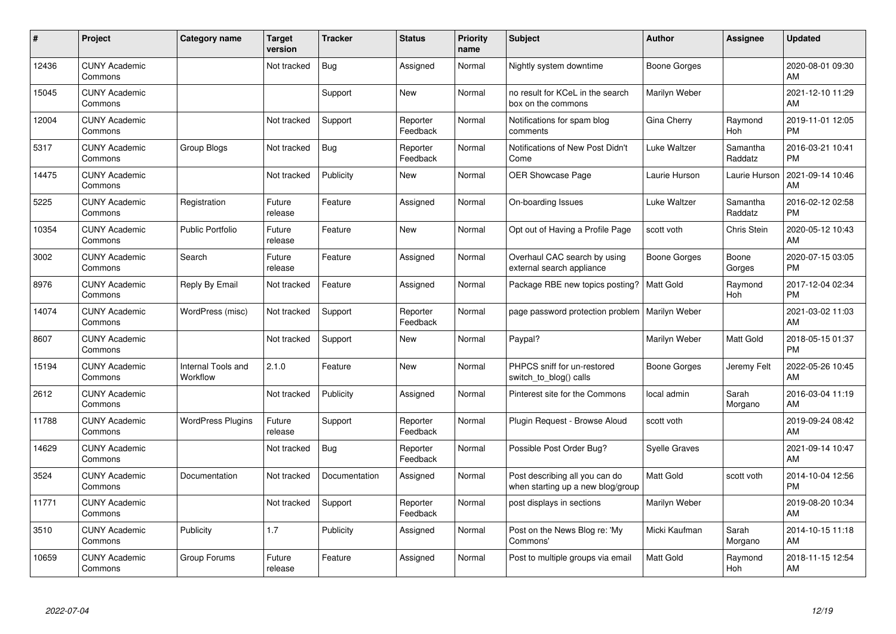| # | Project | Category name | Target version | Tracker | Status | Priority name | Subject | Author | Assignee | Updated |
|---|---|---|---|---|---|---|---|---|---|---|
| 12436 | CUNY Academic Commons | | Not tracked | Bug | Assigned | Normal | Nightly system downtime | Boone Gorges | | 2020-08-01 09:30 AM |
| 15045 | CUNY Academic Commons | | | Support | New | Normal | no result for KCeL in the search box on the commons | Marilyn Weber | | 2021-12-10 11:29 AM |
| 12004 | CUNY Academic Commons | | Not tracked | Support | Reporter Feedback | Normal | Notifications for spam blog comments | Gina Cherry | Raymond Hoh | 2019-11-01 12:05 PM |
| 5317 | CUNY Academic Commons | Group Blogs | Not tracked | Bug | Reporter Feedback | Normal | Notifications of New Post Didn't Come | Luke Waltzer | Samantha Raddatz | 2016-03-21 10:41 PM |
| 14475 | CUNY Academic Commons | | Not tracked | Publicity | New | Normal | OER Showcase Page | Laurie Hurson | Laurie Hurson | 2021-09-14 10:46 AM |
| 5225 | CUNY Academic Commons | Registration | Future release | Feature | Assigned | Normal | On-boarding Issues | Luke Waltzer | Samantha Raddatz | 2016-02-12 02:58 PM |
| 10354 | CUNY Academic Commons | Public Portfolio | Future release | Feature | New | Normal | Opt out of Having a Profile Page | scott voth | Chris Stein | 2020-05-12 10:43 AM |
| 3002 | CUNY Academic Commons | Search | Future release | Feature | Assigned | Normal | Overhaul CAC search by using external search appliance | Boone Gorges | Boone Gorges | 2020-07-15 03:05 PM |
| 8976 | CUNY Academic Commons | Reply By Email | Not tracked | Feature | Assigned | Normal | Package RBE new topics posting? | Matt Gold | Raymond Hoh | 2017-12-04 02:34 PM |
| 14074 | CUNY Academic Commons | WordPress (misc) | Not tracked | Support | Reporter Feedback | Normal | page password protection problem | Marilyn Weber | | 2021-03-02 11:03 AM |
| 8607 | CUNY Academic Commons | | Not tracked | Support | New | Normal | Paypal? | Marilyn Weber | Matt Gold | 2018-05-15 01:37 PM |
| 15194 | CUNY Academic Commons | Internal Tools and Workflow | 2.1.0 | Feature | New | Normal | PHPCS sniff for un-restored switch_to_blog() calls | Boone Gorges | Jeremy Felt | 2022-05-26 10:45 AM |
| 2612 | CUNY Academic Commons | | Not tracked | Publicity | Assigned | Normal | Pinterest site for the Commons | local admin | Sarah Morgano | 2016-03-04 11:19 AM |
| 11788 | CUNY Academic Commons | WordPress Plugins | Future release | Support | Reporter Feedback | Normal | Plugin Request - Browse Aloud | scott voth | | 2019-09-24 08:42 AM |
| 14629 | CUNY Academic Commons | | Not tracked | Bug | Reporter Feedback | Normal | Possible Post Order Bug? | Syelle Graves | | 2021-09-14 10:47 AM |
| 3524 | CUNY Academic Commons | Documentation | Not tracked | Documentation | Assigned | Normal | Post describing all you can do when starting up a new blog/group | Matt Gold | scott voth | 2014-10-04 12:56 PM |
| 11771 | CUNY Academic Commons | | Not tracked | Support | Reporter Feedback | Normal | post displays in sections | Marilyn Weber | | 2019-08-20 10:34 AM |
| 3510 | CUNY Academic Commons | Publicity | 1.7 | Publicity | Assigned | Normal | Post on the News Blog re: 'My Commons' | Micki Kaufman | Sarah Morgano | 2014-10-15 11:18 AM |
| 10659 | CUNY Academic Commons | Group Forums | Future release | Feature | Assigned | Normal | Post to multiple groups via email | Matt Gold | Raymond Hoh | 2018-11-15 12:54 AM |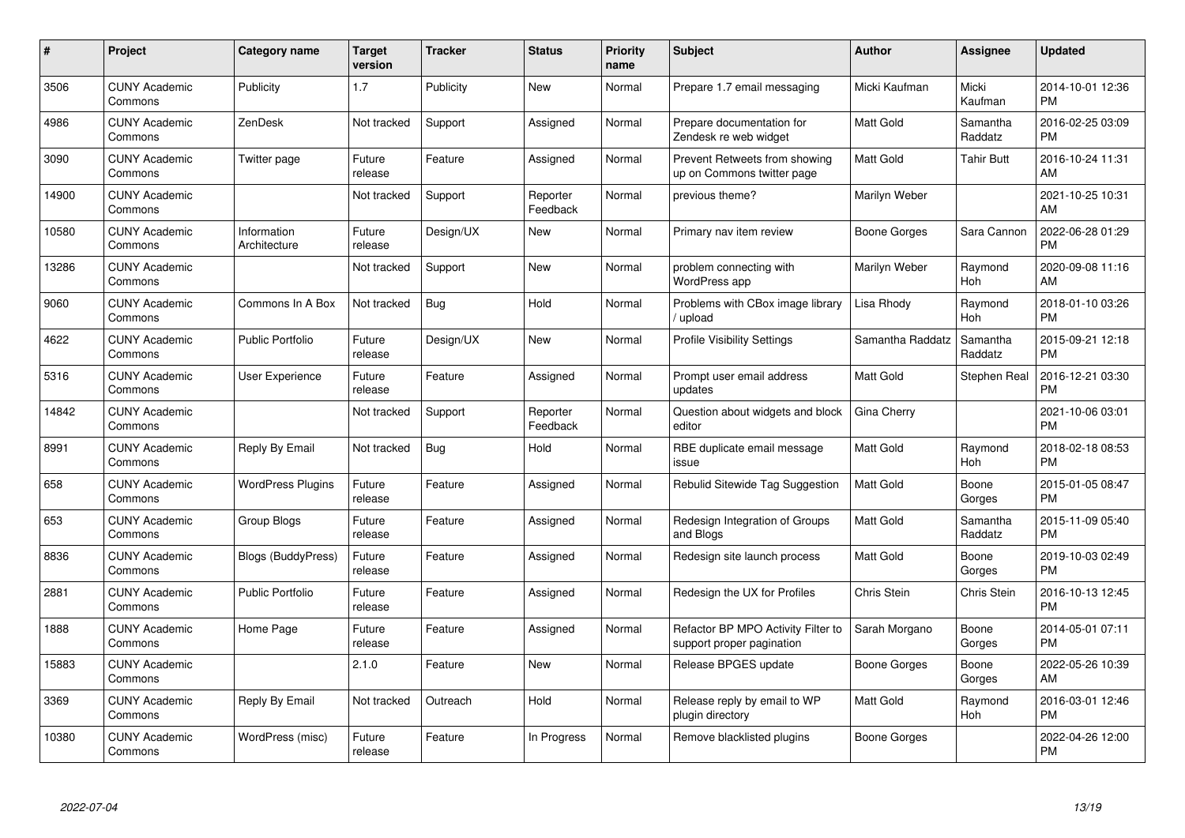| # | Project | Category name | Target version | Tracker | Status | Priority name | Subject | Author | Assignee | Updated |
|---|---|---|---|---|---|---|---|---|---|---|
| 3506 | CUNY Academic Commons | Publicity | 1.7 | Publicity | New | Normal | Prepare 1.7 email messaging | Micki Kaufman | Micki Kaufman | 2014-10-01 12:36 PM |
| 4986 | CUNY Academic Commons | ZenDesk | Not tracked | Support | Assigned | Normal | Prepare documentation for Zendesk re web widget | Matt Gold | Samantha Raddatz | 2016-02-25 03:09 PM |
| 3090 | CUNY Academic Commons | Twitter page | Future release | Feature | Assigned | Normal | Prevent Retweets from showing up on Commons twitter page | Matt Gold | Tahir Butt | 2016-10-24 11:31 AM |
| 14900 | CUNY Academic Commons | | Not tracked | Support | Reporter Feedback | Normal | previous theme? | Marilyn Weber | | 2021-10-25 10:31 AM |
| 10580 | CUNY Academic Commons | Information Architecture | Future release | Design/UX | New | Normal | Primary nav item review | Boone Gorges | Sara Cannon | 2022-06-28 01:29 PM |
| 13286 | CUNY Academic Commons | | Not tracked | Support | New | Normal | problem connecting with WordPress app | Marilyn Weber | Raymond Hoh | 2020-09-08 11:16 AM |
| 9060 | CUNY Academic Commons | Commons In A Box | Not tracked | Bug | Hold | Normal | Problems with CBox image library / upload | Lisa Rhody | Raymond Hoh | 2018-01-10 03:26 PM |
| 4622 | CUNY Academic Commons | Public Portfolio | Future release | Design/UX | New | Normal | Profile Visibility Settings | Samantha Raddatz | Samantha Raddatz | 2015-09-21 12:18 PM |
| 5316 | CUNY Academic Commons | User Experience | Future release | Feature | Assigned | Normal | Prompt user email address updates | Matt Gold | Stephen Real | 2016-12-21 03:30 PM |
| 14842 | CUNY Academic Commons | | Not tracked | Support | Reporter Feedback | Normal | Question about widgets and block editor | Gina Cherry | | 2021-10-06 03:01 PM |
| 8991 | CUNY Academic Commons | Reply By Email | Not tracked | Bug | Hold | Normal | RBE duplicate email message issue | Matt Gold | Raymond Hoh | 2018-02-18 08:53 PM |
| 658 | CUNY Academic Commons | WordPress Plugins | Future release | Feature | Assigned | Normal | Rebulid Sitewide Tag Suggestion | Matt Gold | Boone Gorges | 2015-01-05 08:47 PM |
| 653 | CUNY Academic Commons | Group Blogs | Future release | Feature | Assigned | Normal | Redesign Integration of Groups and Blogs | Matt Gold | Samantha Raddatz | 2015-11-09 05:40 PM |
| 8836 | CUNY Academic Commons | Blogs (BuddyPress) | Future release | Feature | Assigned | Normal | Redesign site launch process | Matt Gold | Boone Gorges | 2019-10-03 02:49 PM |
| 2881 | CUNY Academic Commons | Public Portfolio | Future release | Feature | Assigned | Normal | Redesign the UX for Profiles | Chris Stein | Chris Stein | 2016-10-13 12:45 PM |
| 1888 | CUNY Academic Commons | Home Page | Future release | Feature | Assigned | Normal | Refactor BP MPO Activity Filter to support proper pagination | Sarah Morgano | Boone Gorges | 2014-05-01 07:11 PM |
| 15883 | CUNY Academic Commons | | 2.1.0 | Feature | New | Normal | Release BPGES update | Boone Gorges | Boone Gorges | 2022-05-26 10:39 AM |
| 3369 | CUNY Academic Commons | Reply By Email | Not tracked | Outreach | Hold | Normal | Release reply by email to WP plugin directory | Matt Gold | Raymond Hoh | 2016-03-01 12:46 PM |
| 10380 | CUNY Academic Commons | WordPress (misc) | Future release | Feature | In Progress | Normal | Remove blacklisted plugins | Boone Gorges | | 2022-04-26 12:00 PM |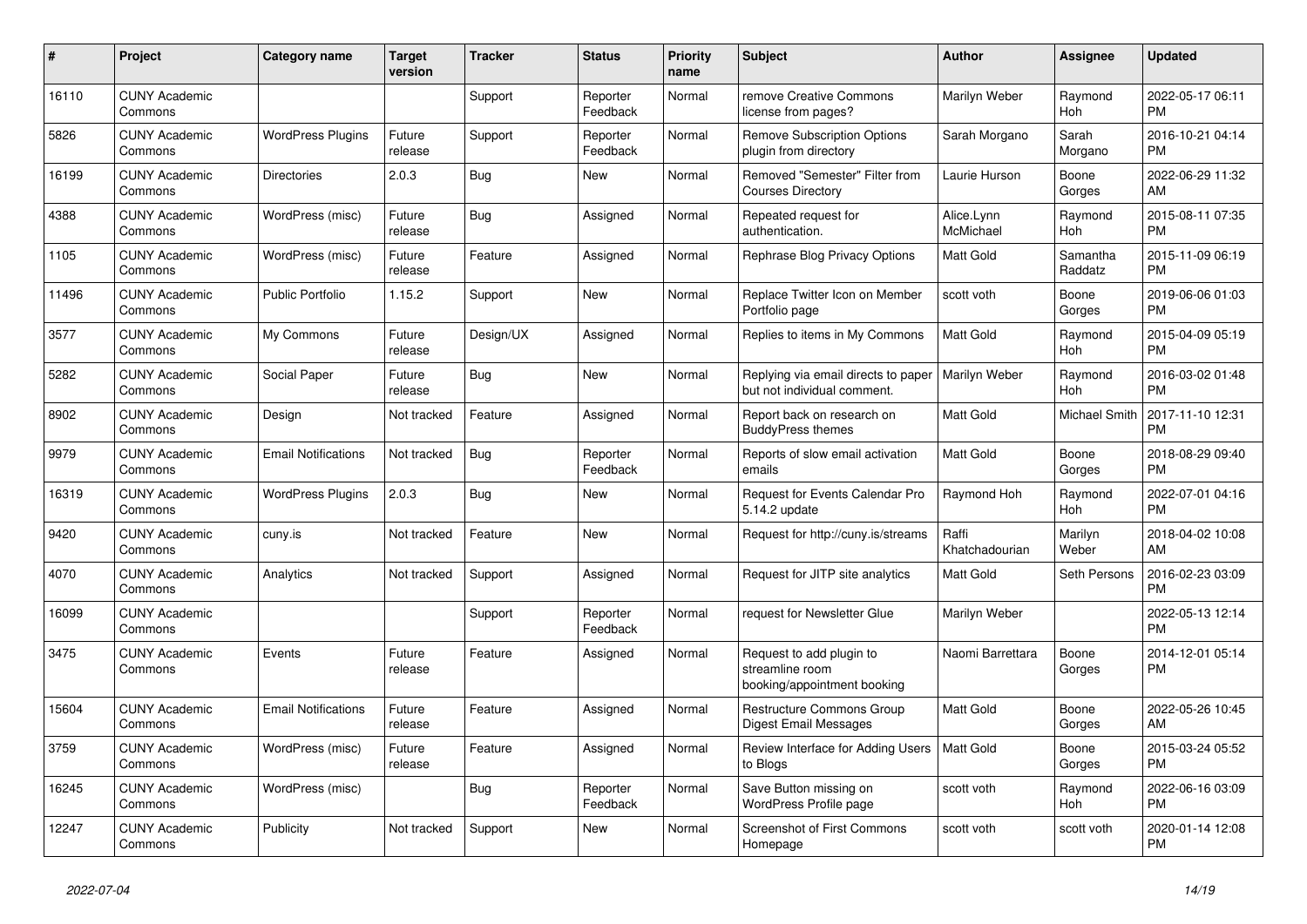| # | Project | Category name | Target version | Tracker | Status | Priority name | Subject | Author | Assignee | Updated |
|---|---|---|---|---|---|---|---|---|---|---|
| 16110 | CUNY Academic Commons | | | Support | Reporter Feedback | Normal | remove Creative Commons license from pages? | Marilyn Weber | Raymond Hoh | 2022-05-17 06:11 PM |
| 5826 | CUNY Academic Commons | WordPress Plugins | Future release | Support | Reporter Feedback | Normal | Remove Subscription Options plugin from directory | Sarah Morgano | Sarah Morgano | 2016-10-21 04:14 PM |
| 16199 | CUNY Academic Commons | Directories | 2.0.3 | Bug | New | Normal | Removed "Semester" Filter from Courses Directory | Laurie Hurson | Boone Gorges | 2022-06-29 11:32 AM |
| 4388 | CUNY Academic Commons | WordPress (misc) | Future release | Bug | Assigned | Normal | Repeated request for authentication. | Alice.Lynn McMichael | Raymond Hoh | 2015-08-11 07:35 PM |
| 1105 | CUNY Academic Commons | WordPress (misc) | Future release | Feature | Assigned | Normal | Rephrase Blog Privacy Options | Matt Gold | Samantha Raddatz | 2015-11-09 06:19 PM |
| 11496 | CUNY Academic Commons | Public Portfolio | 1.15.2 | Support | New | Normal | Replace Twitter Icon on Member Portfolio page | scott voth | Boone Gorges | 2019-06-06 01:03 PM |
| 3577 | CUNY Academic Commons | My Commons | Future release | Design/UX | Assigned | Normal | Replies to items in My Commons | Matt Gold | Raymond Hoh | 2015-04-09 05:19 PM |
| 5282 | CUNY Academic Commons | Social Paper | Future release | Bug | New | Normal | Replying via email directs to paper but not individual comment. | Marilyn Weber | Raymond Hoh | 2016-03-02 01:48 PM |
| 8902 | CUNY Academic Commons | Design | Not tracked | Feature | Assigned | Normal | Report back on research on BuddyPress themes | Matt Gold | Michael Smith | 2017-11-10 12:31 PM |
| 9979 | CUNY Academic Commons | Email Notifications | Not tracked | Bug | Reporter Feedback | Normal | Reports of slow email activation emails | Matt Gold | Boone Gorges | 2018-08-29 09:40 PM |
| 16319 | CUNY Academic Commons | WordPress Plugins | 2.0.3 | Bug | New | Normal | Request for Events Calendar Pro 5.14.2 update | Raymond Hoh | Raymond Hoh | 2022-07-01 04:16 PM |
| 9420 | CUNY Academic Commons | cuny.is | Not tracked | Feature | New | Normal | Request for http://cuny.is/streams | Raffi Khatchadourian | Marilyn Weber | 2018-04-02 10:08 AM |
| 4070 | CUNY Academic Commons | Analytics | Not tracked | Support | Assigned | Normal | Request for JITP site analytics | Matt Gold | Seth Persons | 2016-02-23 03:09 PM |
| 16099 | CUNY Academic Commons | | | Support | Reporter Feedback | Normal | request for Newsletter Glue | Marilyn Weber | | 2022-05-13 12:14 PM |
| 3475 | CUNY Academic Commons | Events | Future release | Feature | Assigned | Normal | Request to add plugin to streamline room booking/appointment booking | Naomi Barrettara | Boone Gorges | 2014-12-01 05:14 PM |
| 15604 | CUNY Academic Commons | Email Notifications | Future release | Feature | Assigned | Normal | Restructure Commons Group Digest Email Messages | Matt Gold | Boone Gorges | 2022-05-26 10:45 AM |
| 3759 | CUNY Academic Commons | WordPress (misc) | Future release | Feature | Assigned | Normal | Review Interface for Adding Users to Blogs | Matt Gold | Boone Gorges | 2015-03-24 05:52 PM |
| 16245 | CUNY Academic Commons | WordPress (misc) | | Bug | Reporter Feedback | Normal | Save Button missing on WordPress Profile page | scott voth | Raymond Hoh | 2022-06-16 03:09 PM |
| 12247 | CUNY Academic Commons | Publicity | Not tracked | Support | New | Normal | Screenshot of First Commons Homepage | scott voth | scott voth | 2020-01-14 12:08 PM |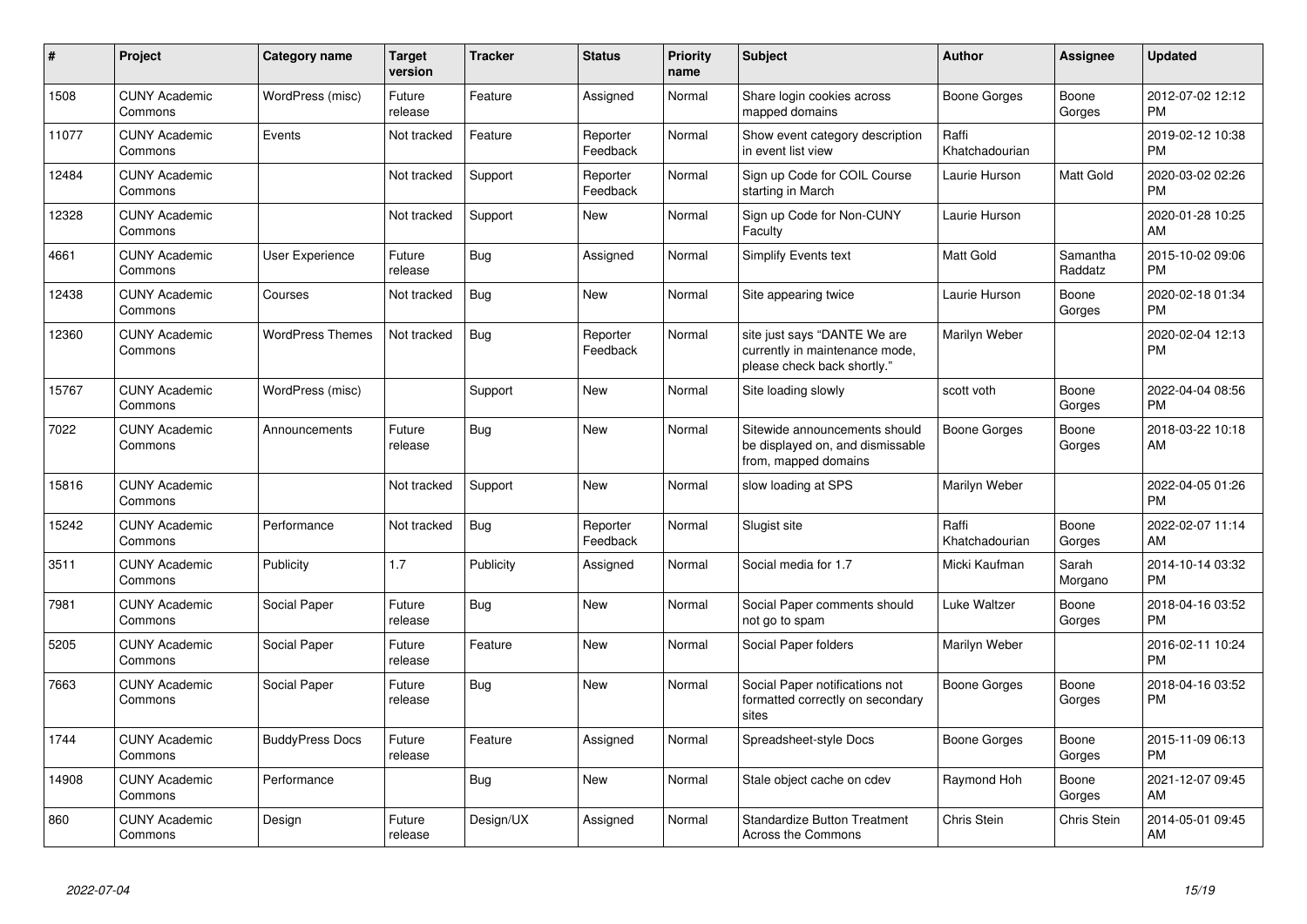| # | Project | Category name | Target version | Tracker | Status | Priority name | Subject | Author | Assignee | Updated |
|---|---|---|---|---|---|---|---|---|---|---|
| 1508 | CUNY Academic Commons | WordPress (misc) | Future release | Feature | Assigned | Normal | Share login cookies across mapped domains | Boone Gorges | Boone Gorges | 2012-07-02 12:12 PM |
| 11077 | CUNY Academic Commons | Events | Not tracked | Feature | Reporter Feedback | Normal | Show event category description in event list view | Raffi Khatchadourian | | 2019-02-12 10:38 PM |
| 12484 | CUNY Academic Commons | | Not tracked | Support | Reporter Feedback | Normal | Sign up Code for COIL Course starting in March | Laurie Hurson | Matt Gold | 2020-03-02 02:26 PM |
| 12328 | CUNY Academic Commons | | Not tracked | Support | New | Normal | Sign up Code for Non-CUNY Faculty | Laurie Hurson | | 2020-01-28 10:25 AM |
| 4661 | CUNY Academic Commons | User Experience | Future release | Bug | Assigned | Normal | Simplify Events text | Matt Gold | Samantha Raddatz | 2015-10-02 09:06 PM |
| 12438 | CUNY Academic Commons | Courses | Not tracked | Bug | New | Normal | Site appearing twice | Laurie Hurson | Boone Gorges | 2020-02-18 01:34 PM |
| 12360 | CUNY Academic Commons | WordPress Themes | Not tracked | Bug | Reporter Feedback | Normal | site just says "DANTE We are currently in maintenance mode, please check back shortly." | Marilyn Weber | | 2020-02-04 12:13 PM |
| 15767 | CUNY Academic Commons | WordPress (misc) | | Support | New | Normal | Site loading slowly | scott voth | Boone Gorges | 2022-04-04 08:56 PM |
| 7022 | CUNY Academic Commons | Announcements | Future release | Bug | New | Normal | Sitewide announcements should be displayed on, and dismissable from, mapped domains | Boone Gorges | Boone Gorges | 2018-03-22 10:18 AM |
| 15816 | CUNY Academic Commons | | Not tracked | Support | New | Normal | slow loading at SPS | Marilyn Weber | | 2022-04-05 01:26 PM |
| 15242 | CUNY Academic Commons | Performance | Not tracked | Bug | Reporter Feedback | Normal | Slugist site | Raffi Khatchadourian | Boone Gorges | 2022-02-07 11:14 AM |
| 3511 | CUNY Academic Commons | Publicity | 1.7 | Publicity | Assigned | Normal | Social media for 1.7 | Micki Kaufman | Sarah Morgano | 2014-10-14 03:32 PM |
| 7981 | CUNY Academic Commons | Social Paper | Future release | Bug | New | Normal | Social Paper comments should not go to spam | Luke Waltzer | Boone Gorges | 2018-04-16 03:52 PM |
| 5205 | CUNY Academic Commons | Social Paper | Future release | Feature | New | Normal | Social Paper folders | Marilyn Weber | | 2016-02-11 10:24 PM |
| 7663 | CUNY Academic Commons | Social Paper | Future release | Bug | New | Normal | Social Paper notifications not formatted correctly on secondary sites | Boone Gorges | Boone Gorges | 2018-04-16 03:52 PM |
| 1744 | CUNY Academic Commons | BuddyPress Docs | Future release | Feature | Assigned | Normal | Spreadsheet-style Docs | Boone Gorges | Boone Gorges | 2015-11-09 06:13 PM |
| 14908 | CUNY Academic Commons | Performance | | Bug | New | Normal | Stale object cache on cdev | Raymond Hoh | Boone Gorges | 2021-12-07 09:45 AM |
| 860 | CUNY Academic Commons | Design | Future release | Design/UX | Assigned | Normal | Standardize Button Treatment Across the Commons | Chris Stein | Chris Stein | 2014-05-01 09:45 AM |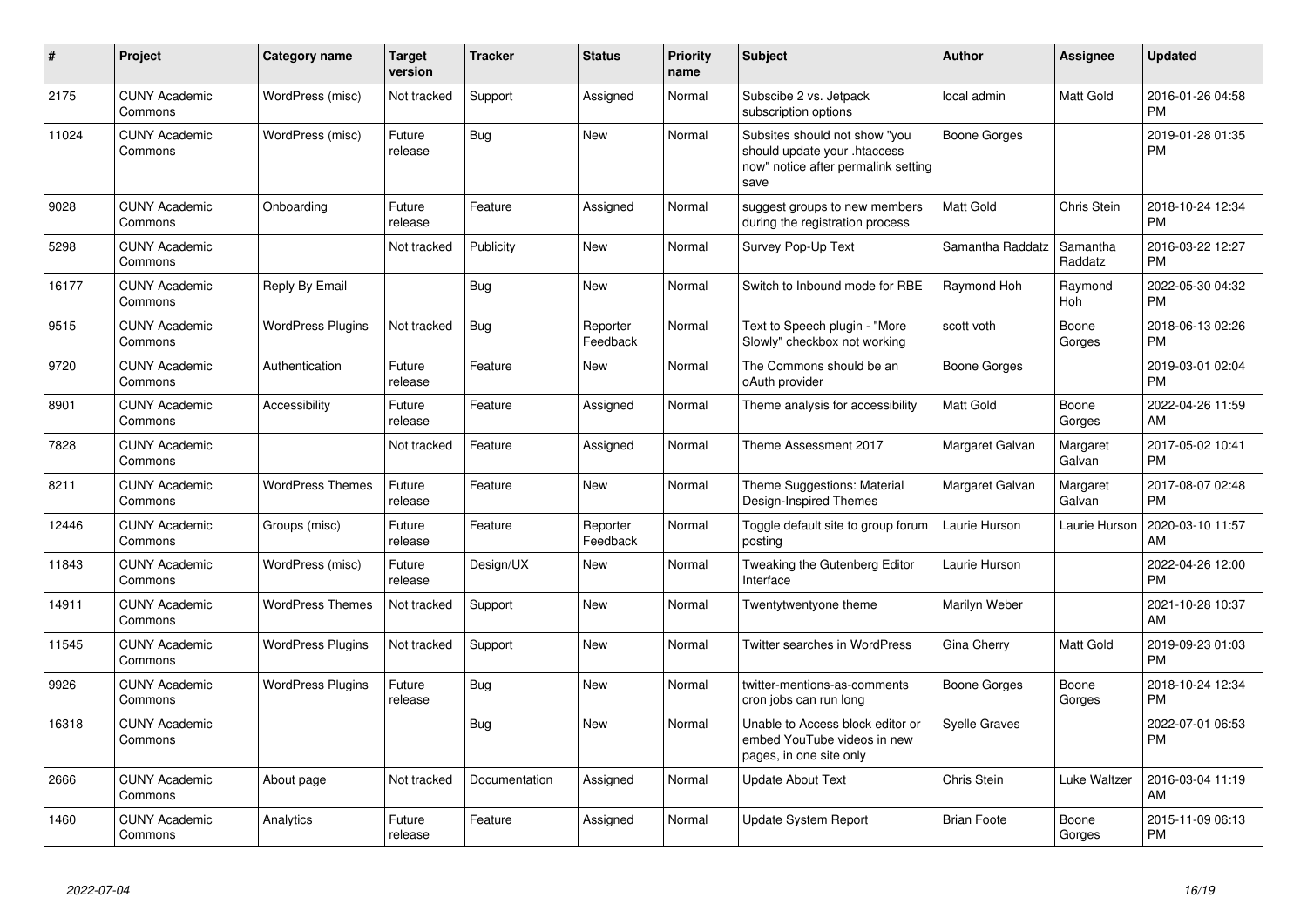| # | Project | Category name | Target version | Tracker | Status | Priority name | Subject | Author | Assignee | Updated |
|---|---|---|---|---|---|---|---|---|---|---|
| 2175 | CUNY Academic Commons | WordPress (misc) | Not tracked | Support | Assigned | Normal | Subscibe 2 vs. Jetpack subscription options | local admin | Matt Gold | 2016-01-26 04:58 PM |
| 11024 | CUNY Academic Commons | WordPress (misc) | Future release | Bug | New | Normal | Subsites should not show "you should update your .htaccess now" notice after permalink setting save | Boone Gorges | | 2019-01-28 01:35 PM |
| 9028 | CUNY Academic Commons | Onboarding | Future release | Feature | Assigned | Normal | suggest groups to new members during the registration process | Matt Gold | Chris Stein | 2018-10-24 12:34 PM |
| 5298 | CUNY Academic Commons | | Not tracked | Publicity | New | Normal | Survey Pop-Up Text | Samantha Raddatz | Samantha Raddatz | 2016-03-22 12:27 PM |
| 16177 | CUNY Academic Commons | Reply By Email | | Bug | New | Normal | Switch to Inbound mode for RBE | Raymond Hoh | Raymond Hoh | 2022-05-30 04:32 PM |
| 9515 | CUNY Academic Commons | WordPress Plugins | Not tracked | Bug | Reporter Feedback | Normal | Text to Speech plugin - "More Slowly" checkbox not working | scott voth | Boone Gorges | 2018-06-13 02:26 PM |
| 9720 | CUNY Academic Commons | Authentication | Future release | Feature | New | Normal | The Commons should be an oAuth provider | Boone Gorges | | 2019-03-01 02:04 PM |
| 8901 | CUNY Academic Commons | Accessibility | Future release | Feature | Assigned | Normal | Theme analysis for accessibility | Matt Gold | Boone Gorges | 2022-04-26 11:59 AM |
| 7828 | CUNY Academic Commons | | Not tracked | Feature | Assigned | Normal | Theme Assessment 2017 | Margaret Galvan | Margaret Galvan | 2017-05-02 10:41 PM |
| 8211 | CUNY Academic Commons | WordPress Themes | Future release | Feature | New | Normal | Theme Suggestions: Material Design-Inspired Themes | Margaret Galvan | Margaret Galvan | 2017-08-07 02:48 PM |
| 12446 | CUNY Academic Commons | Groups (misc) | Future release | Feature | Reporter Feedback | Normal | Toggle default site to group forum posting | Laurie Hurson | Laurie Hurson | 2020-03-10 11:57 AM |
| 11843 | CUNY Academic Commons | WordPress (misc) | Future release | Design/UX | New | Normal | Tweaking the Gutenberg Editor Interface | Laurie Hurson | | 2022-04-26 12:00 PM |
| 14911 | CUNY Academic Commons | WordPress Themes | Not tracked | Support | New | Normal | Twentytwentyone theme | Marilyn Weber | | 2021-10-28 10:37 AM |
| 11545 | CUNY Academic Commons | WordPress Plugins | Not tracked | Support | New | Normal | Twitter searches in WordPress | Gina Cherry | Matt Gold | 2019-09-23 01:03 PM |
| 9926 | CUNY Academic Commons | WordPress Plugins | Future release | Bug | New | Normal | twitter-mentions-as-comments cron jobs can run long | Boone Gorges | Boone Gorges | 2018-10-24 12:34 PM |
| 16318 | CUNY Academic Commons | | | Bug | New | Normal | Unable to Access block editor or embed YouTube videos in new pages, in one site only | Syelle Graves | | 2022-07-01 06:53 PM |
| 2666 | CUNY Academic Commons | About page | Not tracked | Documentation | Assigned | Normal | Update About Text | Chris Stein | Luke Waltzer | 2016-03-04 11:19 AM |
| 1460 | CUNY Academic Commons | Analytics | Future release | Feature | Assigned | Normal | Update System Report | Brian Foote | Boone Gorges | 2015-11-09 06:13 PM |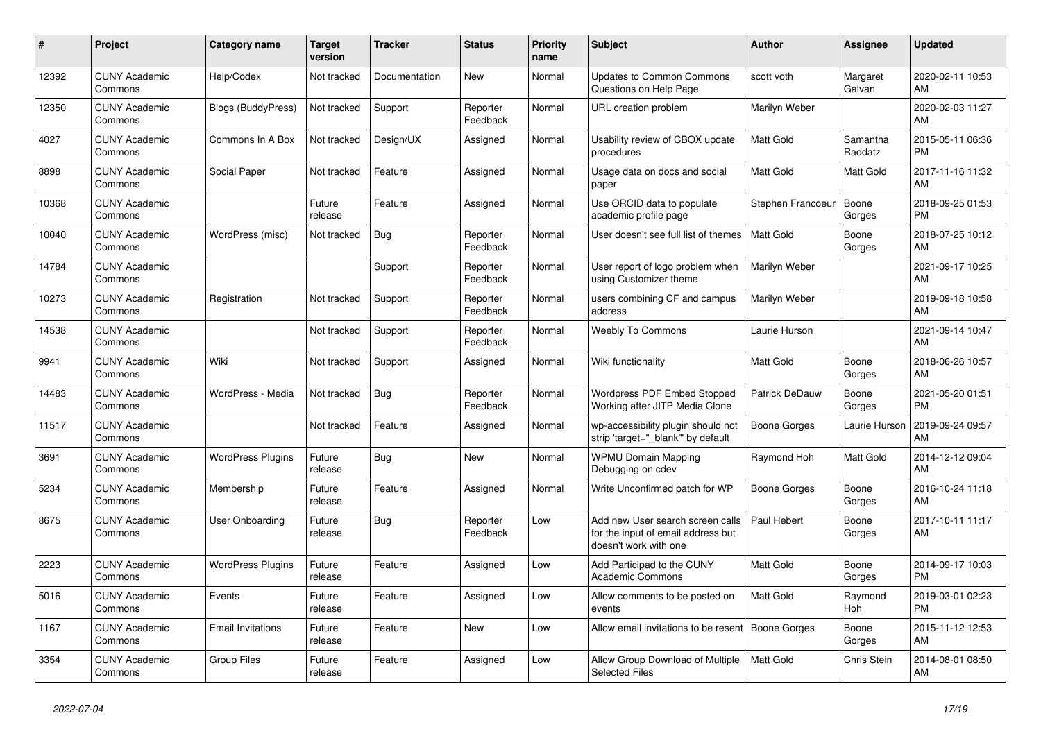| # | Project | Category name | Target version | Tracker | Status | Priority name | Subject | Author | Assignee | Updated |
|---|---|---|---|---|---|---|---|---|---|---|
| 12392 | CUNY Academic Commons | Help/Codex | Not tracked | Documentation | New | Normal | Updates to Common Commons Questions on Help Page | scott voth | Margaret Galvan | 2020-02-11 10:53 AM |
| 12350 | CUNY Academic Commons | Blogs (BuddyPress) | Not tracked | Support | Reporter Feedback | Normal | URL creation problem | Marilyn Weber | | 2020-02-03 11:27 AM |
| 4027 | CUNY Academic Commons | Commons In A Box | Not tracked | Design/UX | Assigned | Normal | Usability review of CBOX update procedures | Matt Gold | Samantha Raddatz | 2015-05-11 06:36 PM |
| 8898 | CUNY Academic Commons | Social Paper | Not tracked | Feature | Assigned | Normal | Usage data on docs and social paper | Matt Gold | Matt Gold | 2017-11-16 11:32 AM |
| 10368 | CUNY Academic Commons | | Future release | Feature | Assigned | Normal | Use ORCID data to populate academic profile page | Stephen Francoeur | Boone Gorges | 2018-09-25 01:53 PM |
| 10040 | CUNY Academic Commons | WordPress (misc) | Not tracked | Bug | Reporter Feedback | Normal | User doesn't see full list of themes | Matt Gold | Boone Gorges | 2018-07-25 10:12 AM |
| 14784 | CUNY Academic Commons | | | Support | Reporter Feedback | Normal | User report of logo problem when using Customizer theme | Marilyn Weber | | 2021-09-17 10:25 AM |
| 10273 | CUNY Academic Commons | Registration | Not tracked | Support | Reporter Feedback | Normal | users combining CF and campus address | Marilyn Weber | | 2019-09-18 10:58 AM |
| 14538 | CUNY Academic Commons | | Not tracked | Support | Reporter Feedback | Normal | Weebly To Commons | Laurie Hurson | | 2021-09-14 10:47 AM |
| 9941 | CUNY Academic Commons | Wiki | Not tracked | Support | Assigned | Normal | Wiki functionality | Matt Gold | Boone Gorges | 2018-06-26 10:57 AM |
| 14483 | CUNY Academic Commons | WordPress - Media | Not tracked | Bug | Reporter Feedback | Normal | Wordpress PDF Embed Stopped Working after JITP Media Clone | Patrick DeDauw | Boone Gorges | 2021-05-20 01:51 PM |
| 11517 | CUNY Academic Commons | | Not tracked | Feature | Assigned | Normal | wp-accessibility plugin should not strip 'target="_blank"' by default | Boone Gorges | Laurie Hurson | 2019-09-24 09:57 AM |
| 3691 | CUNY Academic Commons | WordPress Plugins | Future release | Bug | New | Normal | WPMU Domain Mapping Debugging on cdev | Raymond Hoh | Matt Gold | 2014-12-12 09:04 AM |
| 5234 | CUNY Academic Commons | Membership | Future release | Feature | Assigned | Normal | Write Unconfirmed patch for WP | Boone Gorges | Boone Gorges | 2016-10-24 11:18 AM |
| 8675 | CUNY Academic Commons | User Onboarding | Future release | Bug | Reporter Feedback | Low | Add new User search screen calls for the input of email address but doesn't work with one | Paul Hebert | Boone Gorges | 2017-10-11 11:17 AM |
| 2223 | CUNY Academic Commons | WordPress Plugins | Future release | Feature | Assigned | Low | Add Participad to the CUNY Academic Commons | Matt Gold | Boone Gorges | 2014-09-17 10:03 PM |
| 5016 | CUNY Academic Commons | Events | Future release | Feature | Assigned | Low | Allow comments to be posted on events | Matt Gold | Raymond Hoh | 2019-03-01 02:23 PM |
| 1167 | CUNY Academic Commons | Email Invitations | Future release | Feature | New | Low | Allow email invitations to be resent | Boone Gorges | Boone Gorges | 2015-11-12 12:53 AM |
| 3354 | CUNY Academic Commons | Group Files | Future release | Feature | Assigned | Low | Allow Group Download of Multiple Selected Files | Matt Gold | Chris Stein | 2014-08-01 08:50 AM |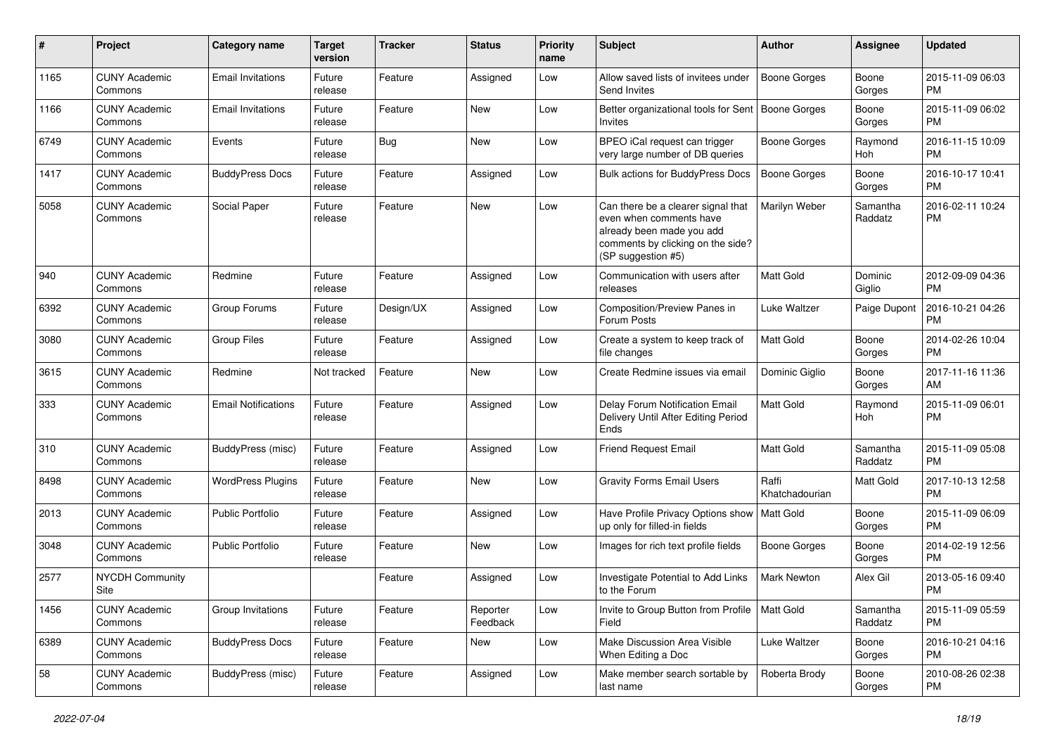| # | Project | Category name | Target version | Tracker | Status | Priority name | Subject | Author | Assignee | Updated |
|---|---|---|---|---|---|---|---|---|---|---|
| 1165 | CUNY Academic Commons | Email Invitations | Future release | Feature | Assigned | Low | Allow saved lists of invitees under Send Invites | Boone Gorges | Boone Gorges | 2015-11-09 06:03 PM |
| 1166 | CUNY Academic Commons | Email Invitations | Future release | Feature | New | Low | Better organizational tools for Sent Invites | Boone Gorges | Boone Gorges | 2015-11-09 06:02 PM |
| 6749 | CUNY Academic Commons | Events | Future release | Bug | New | Low | BPEO iCal request can trigger very large number of DB queries | Boone Gorges | Raymond Hoh | 2016-11-15 10:09 PM |
| 1417 | CUNY Academic Commons | BuddyPress Docs | Future release | Feature | Assigned | Low | Bulk actions for BuddyPress Docs | Boone Gorges | Boone Gorges | 2016-10-17 10:41 PM |
| 5058 | CUNY Academic Commons | Social Paper | Future release | Feature | New | Low | Can there be a clearer signal that even when comments have already been made you add comments by clicking on the side? (SP suggestion #5) | Marilyn Weber | Samantha Raddatz | 2016-02-11 10:24 PM |
| 940 | CUNY Academic Commons | Redmine | Future release | Feature | Assigned | Low | Communication with users after releases | Matt Gold | Dominic Giglio | 2012-09-09 04:36 PM |
| 6392 | CUNY Academic Commons | Group Forums | Future release | Design/UX | Assigned | Low | Composition/Preview Panes in Forum Posts | Luke Waltzer | Paige Dupont | 2016-10-21 04:26 PM |
| 3080 | CUNY Academic Commons | Group Files | Future release | Feature | Assigned | Low | Create a system to keep track of file changes | Matt Gold | Boone Gorges | 2014-02-26 10:04 PM |
| 3615 | CUNY Academic Commons | Redmine | Not tracked | Feature | New | Low | Create Redmine issues via email | Dominic Giglio | Boone Gorges | 2017-11-16 11:36 AM |
| 333 | CUNY Academic Commons | Email Notifications | Future release | Feature | Assigned | Low | Delay Forum Notification Email Delivery Until After Editing Period Ends | Matt Gold | Raymond Hoh | 2015-11-09 06:01 PM |
| 310 | CUNY Academic Commons | BuddyPress (misc) | Future release | Feature | Assigned | Low | Friend Request Email | Matt Gold | Samantha Raddatz | 2015-11-09 05:08 PM |
| 8498 | CUNY Academic Commons | WordPress Plugins | Future release | Feature | New | Low | Gravity Forms Email Users | Raffi Khatchadourian | Matt Gold | 2017-10-13 12:58 PM |
| 2013 | CUNY Academic Commons | Public Portfolio | Future release | Feature | Assigned | Low | Have Profile Privacy Options show up only for filled-in fields | Matt Gold | Boone Gorges | 2015-11-09 06:09 PM |
| 3048 | CUNY Academic Commons | Public Portfolio | Future release | Feature | New | Low | Images for rich text profile fields | Boone Gorges | Boone Gorges | 2014-02-19 12:56 PM |
| 2577 | NYCDH Community Site | | | Feature | Assigned | Low | Investigate Potential to Add Links to the Forum | Mark Newton | Alex Gil | 2013-05-16 09:40 PM |
| 1456 | CUNY Academic Commons | Group Invitations | Future release | Feature | Reporter Feedback | Low | Invite to Group Button from Profile Field | Matt Gold | Samantha Raddatz | 2015-11-09 05:59 PM |
| 6389 | CUNY Academic Commons | BuddyPress Docs | Future release | Feature | New | Low | Make Discussion Area Visible When Editing a Doc | Luke Waltzer | Boone Gorges | 2016-10-21 04:16 PM |
| 58 | CUNY Academic Commons | BuddyPress (misc) | Future release | Feature | Assigned | Low | Make member search sortable by last name | Roberta Brody | Boone Gorges | 2010-08-26 02:38 PM |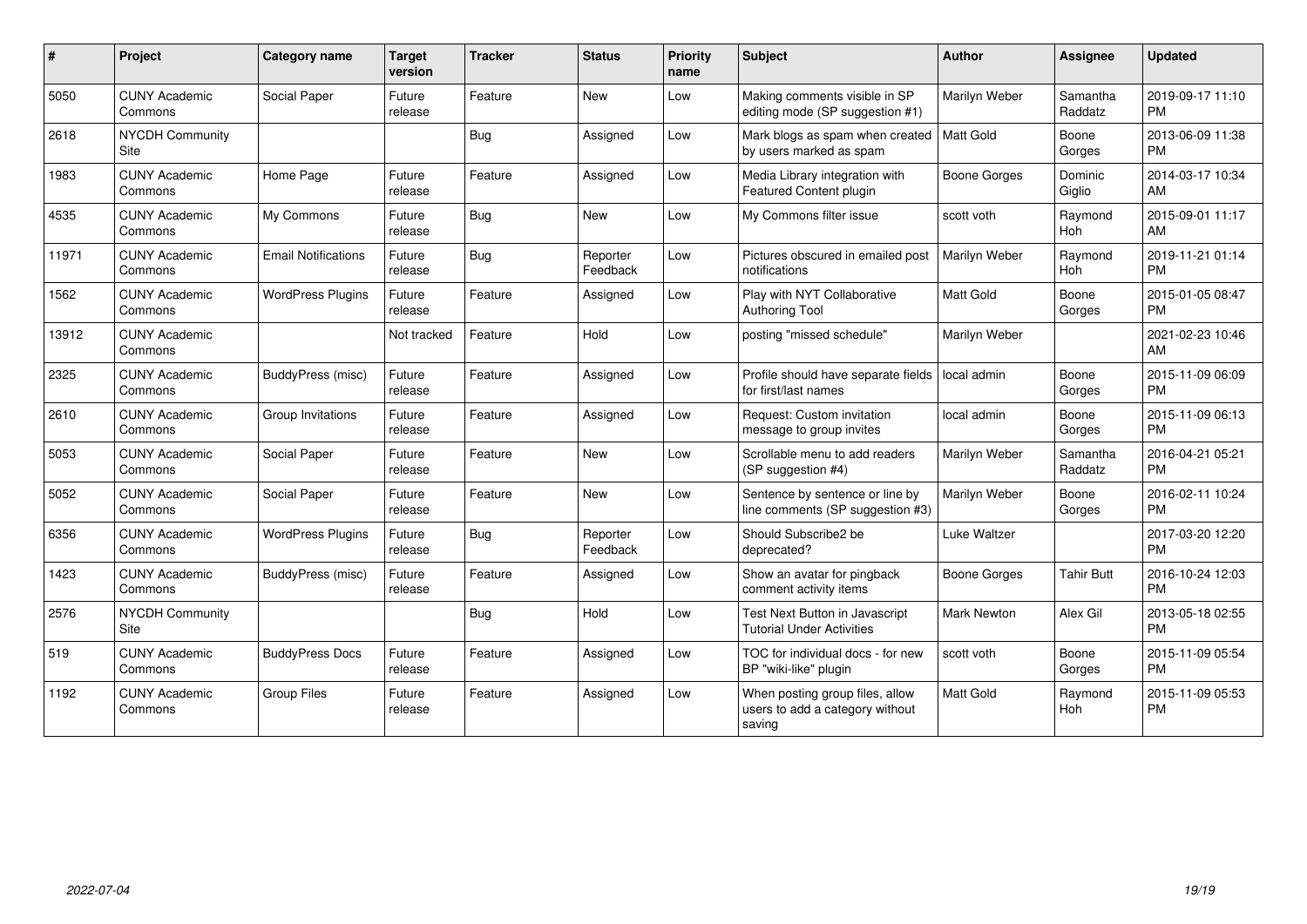| # | Project | Category name | Target version | Tracker | Status | Priority name | Subject | Author | Assignee | Updated |
|---|---|---|---|---|---|---|---|---|---|---|
| 5050 | CUNY Academic Commons | Social Paper | Future release | Feature | New | Low | Making comments visible in SP editing mode (SP suggestion #1) | Marilyn Weber | Samantha Raddatz | 2019-09-17 11:10 PM |
| 2618 | NYCDH Community Site | | | Bug | Assigned | Low | Mark blogs as spam when created by users marked as spam | Matt Gold | Boone Gorges | 2013-06-09 11:38 PM |
| 1983 | CUNY Academic Commons | Home Page | Future release | Feature | Assigned | Low | Media Library integration with Featured Content plugin | Boone Gorges | Dominic Giglio | 2014-03-17 10:34 AM |
| 4535 | CUNY Academic Commons | My Commons | Future release | Bug | New | Low | My Commons filter issue | scott voth | Raymond Hoh | 2015-09-01 11:17 AM |
| 11971 | CUNY Academic Commons | Email Notifications | Future release | Bug | Reporter Feedback | Low | Pictures obscured in emailed post notifications | Marilyn Weber | Raymond Hoh | 2019-11-21 01:14 PM |
| 1562 | CUNY Academic Commons | WordPress Plugins | Future release | Feature | Assigned | Low | Play with NYT Collaborative Authoring Tool | Matt Gold | Boone Gorges | 2015-01-05 08:47 PM |
| 13912 | CUNY Academic Commons | | Not tracked | Feature | Hold | Low | posting "missed schedule" | Marilyn Weber | | 2021-02-23 10:46 AM |
| 2325 | CUNY Academic Commons | BuddyPress (misc) | Future release | Feature | Assigned | Low | Profile should have separate fields for first/last names | local admin | Boone Gorges | 2015-11-09 06:09 PM |
| 2610 | CUNY Academic Commons | Group Invitations | Future release | Feature | Assigned | Low | Request: Custom invitation message to group invites | local admin | Boone Gorges | 2015-11-09 06:13 PM |
| 5053 | CUNY Academic Commons | Social Paper | Future release | Feature | New | Low | Scrollable menu to add readers (SP suggestion #4) | Marilyn Weber | Samantha Raddatz | 2016-04-21 05:21 PM |
| 5052 | CUNY Academic Commons | Social Paper | Future release | Feature | New | Low | Sentence by sentence or line by line comments (SP suggestion #3) | Marilyn Weber | Boone Gorges | 2016-02-11 10:24 PM |
| 6356 | CUNY Academic Commons | WordPress Plugins | Future release | Bug | Reporter Feedback | Low | Should Subscribe2 be deprecated? | Luke Waltzer | | 2017-03-20 12:20 PM |
| 1423 | CUNY Academic Commons | BuddyPress (misc) | Future release | Feature | Assigned | Low | Show an avatar for pingback comment activity items | Boone Gorges | Tahir Butt | 2016-10-24 12:03 PM |
| 2576 | NYCDH Community Site | | | Bug | Hold | Low | Test Next Button in Javascript Tutorial Under Activities | Mark Newton | Alex Gil | 2013-05-18 02:55 PM |
| 519 | CUNY Academic Commons | BuddyPress Docs | Future release | Feature | Assigned | Low | TOC for individual docs - for new BP "wiki-like" plugin | scott voth | Boone Gorges | 2015-11-09 05:54 PM |
| 1192 | CUNY Academic Commons | Group Files | Future release | Feature | Assigned | Low | When posting group files, allow users to add a category without saving | Matt Gold | Raymond Hoh | 2015-11-09 05:53 PM |